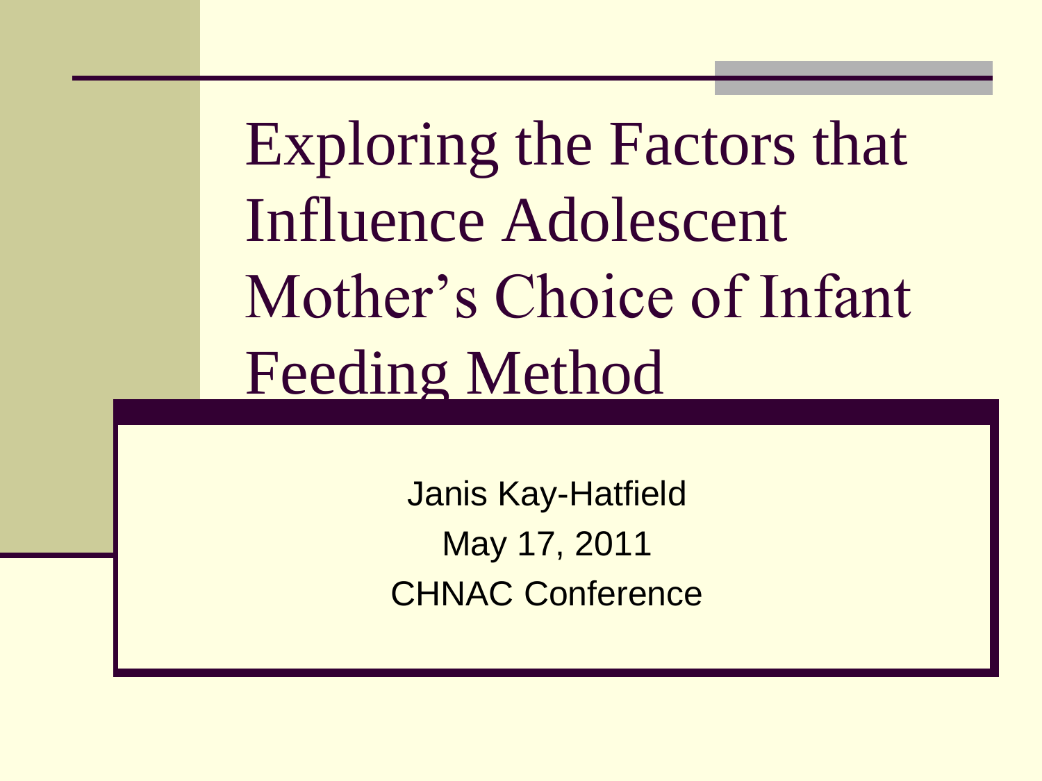# Exploring the Factors that Influence Adolescent Mother's Choice of Infant Feeding Method

Janis Kay-Hatfield

May 17, 2011

CHNAC Conference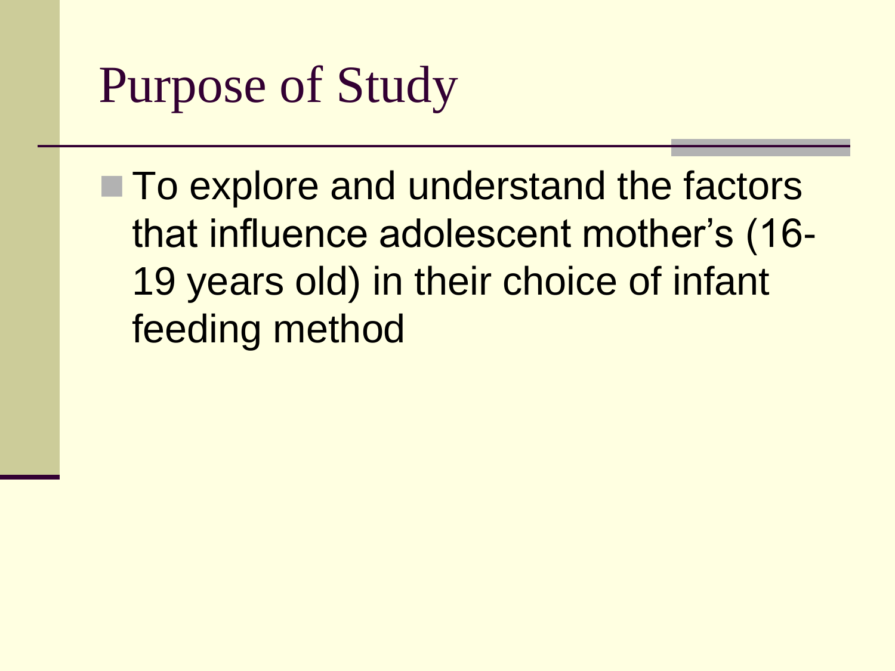# Purpose of Study

- To explore and understand the factors that influence adolescent mother's (16-19 years old) in their choice of infant feeding method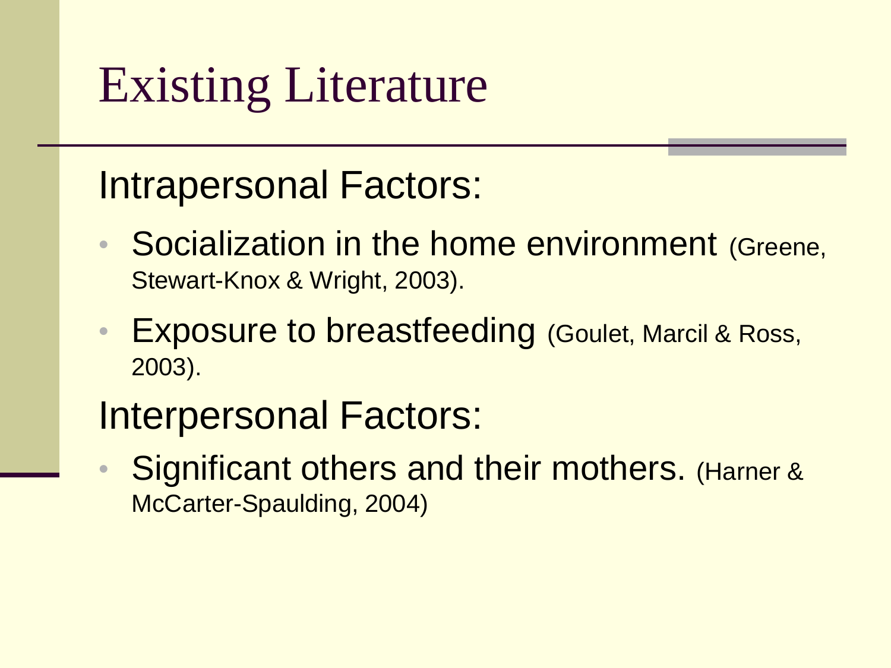# Existing Literature

## Intrapersonal Factors:

- Socialization in the home environment (Greene, Stewart-Knox & Wright, 2003).
- Exposure to breastfeeding (Goulet, Marcil & Ross, 2003).

## Interpersonal Factors:

- Significant others and their mothers. (Harner & McCarter-Spaulding, 2004)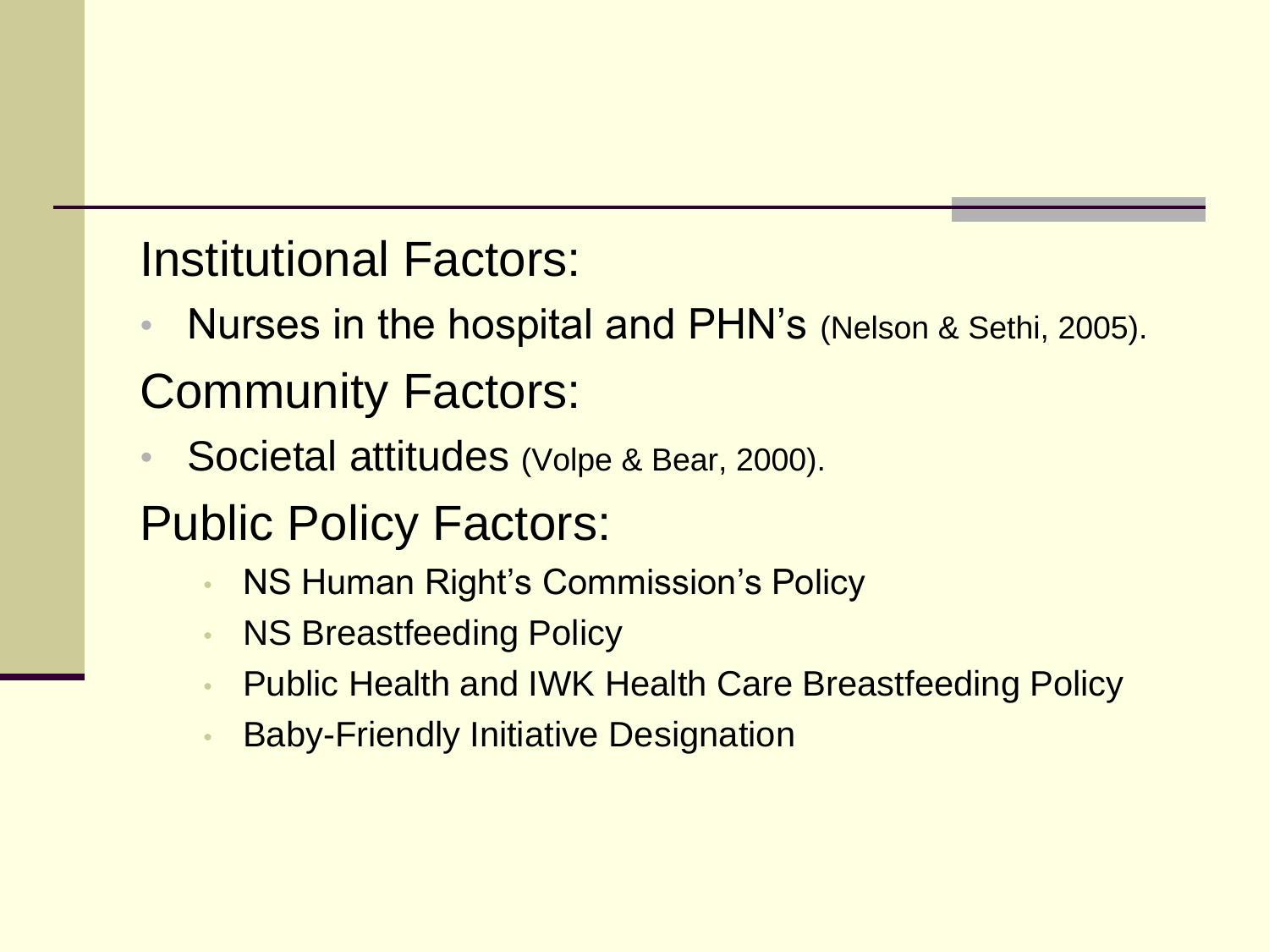Institutional Factors:

- Nurses in the hospital and PHN's (Nelson & Sethi, 2005).

Community Factors:

- Societal attitudes (Volpe & Bear, 2000).

Public Policy Factors:

- NS Human Right's Commission's Policy
- NS Breastfeeding Policy
- Public Health and IWK Health Care Breastfeeding Policy
- Baby-Friendly Initiative Designation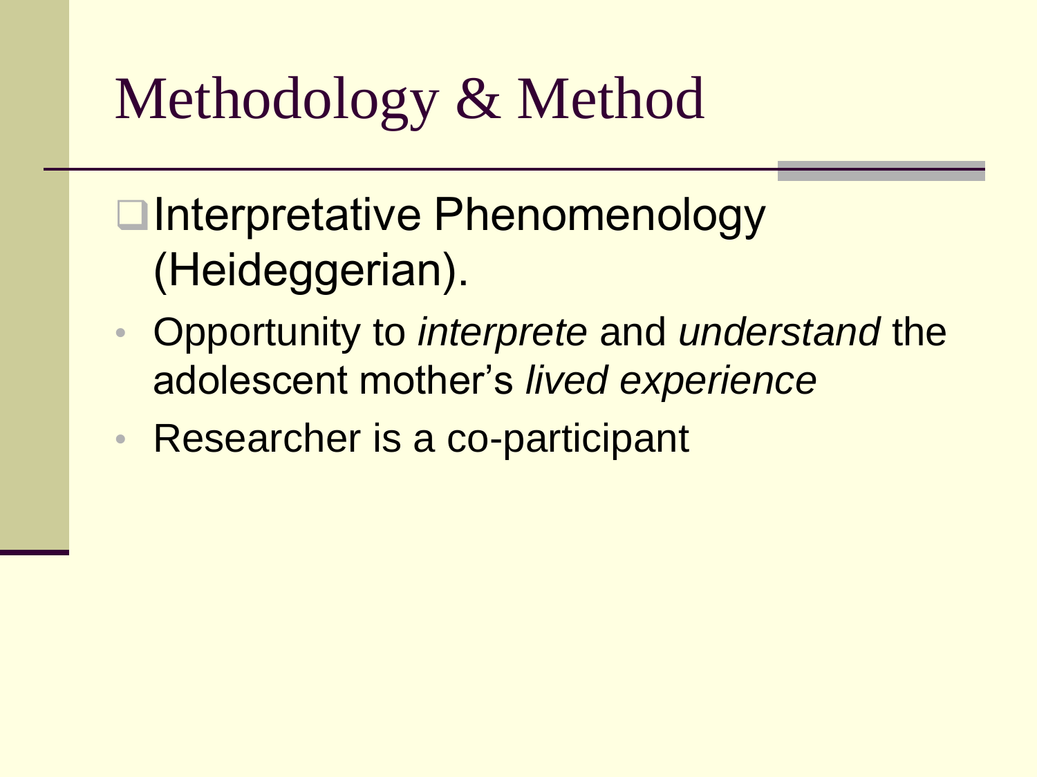# Methodology & Method

- Interpretative Phenomenology (Heideggerian).
  - Opportunity to *interprete* and *understand* the adolescent mother's *lived experience*
  - Researcher is a co-participant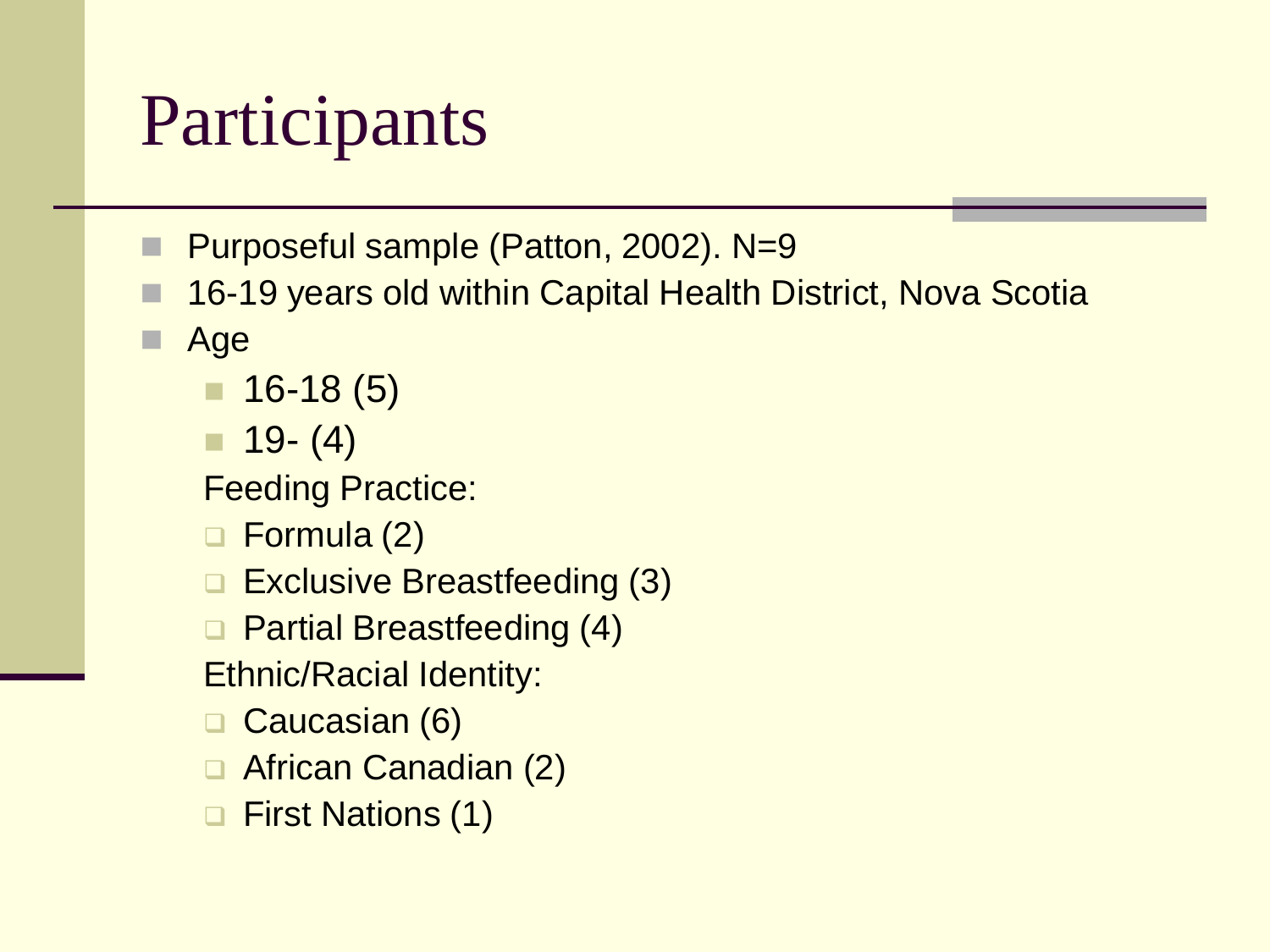# Participants

- Purposeful sample (Patton, 2002). N=9
- 16-19 years old within Capital Health District, Nova Scotia
- Age
  - 16-18 (5)
  - 19- (4)

  Feeding Practice:
  - Formula (2)
  - Exclusive Breastfeeding (3)
  - Partial Breastfeeding (4)

  Ethnic/Racial Identity:
  - Caucasian (6)
  - African Canadian (2)
  - First Nations (1)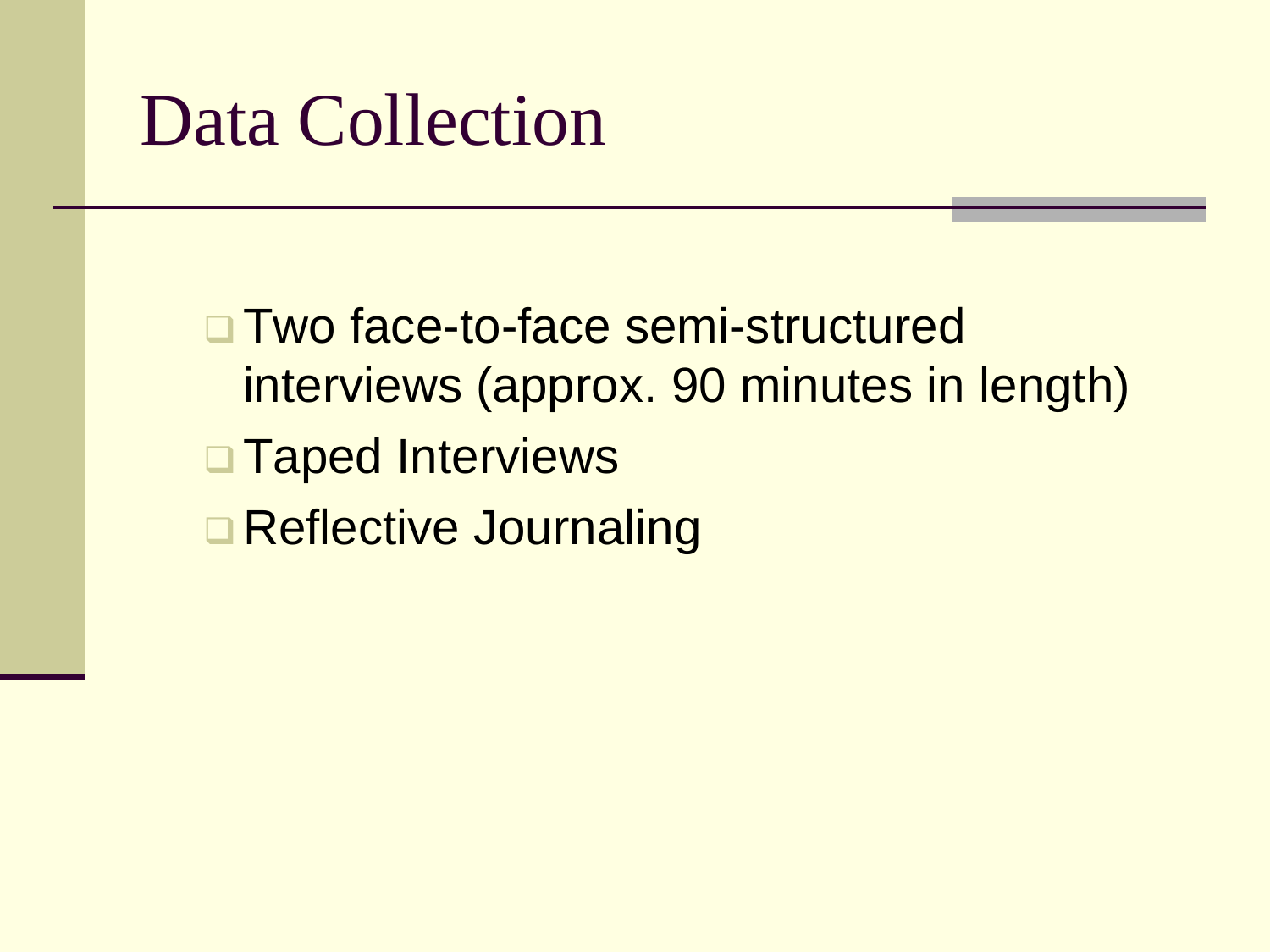# Data Collection

- Two face-to-face semi-structured interviews (approx. 90 minutes in length)
- Taped Interviews
- Reflective Journaling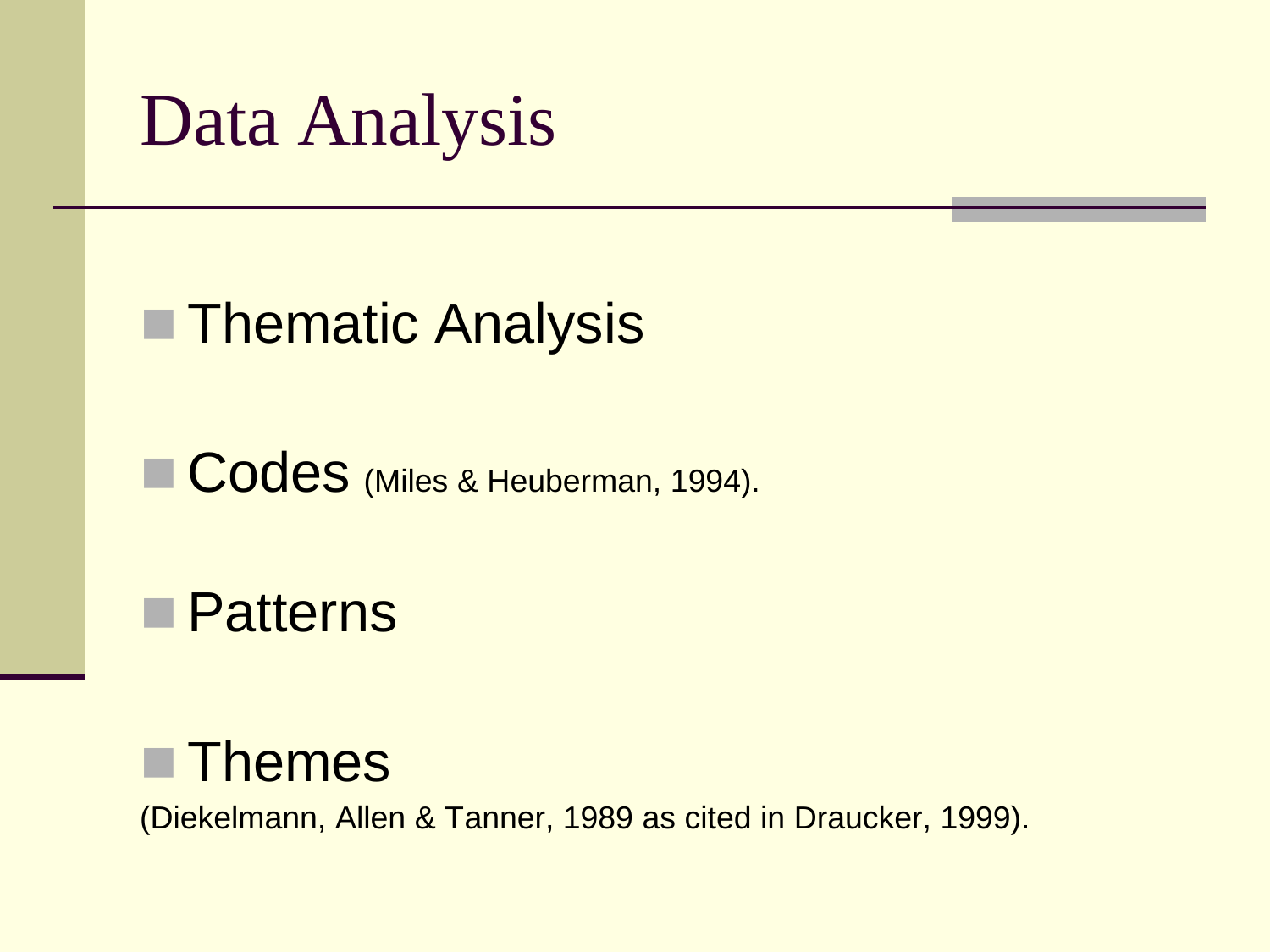# Data Analysis

- Thematic Analysis
- Codes (Miles & Heuberman, 1994).
- Patterns
- Themes

(Diekelmann, Allen & Tanner, 1989 as cited in Draucker, 1999).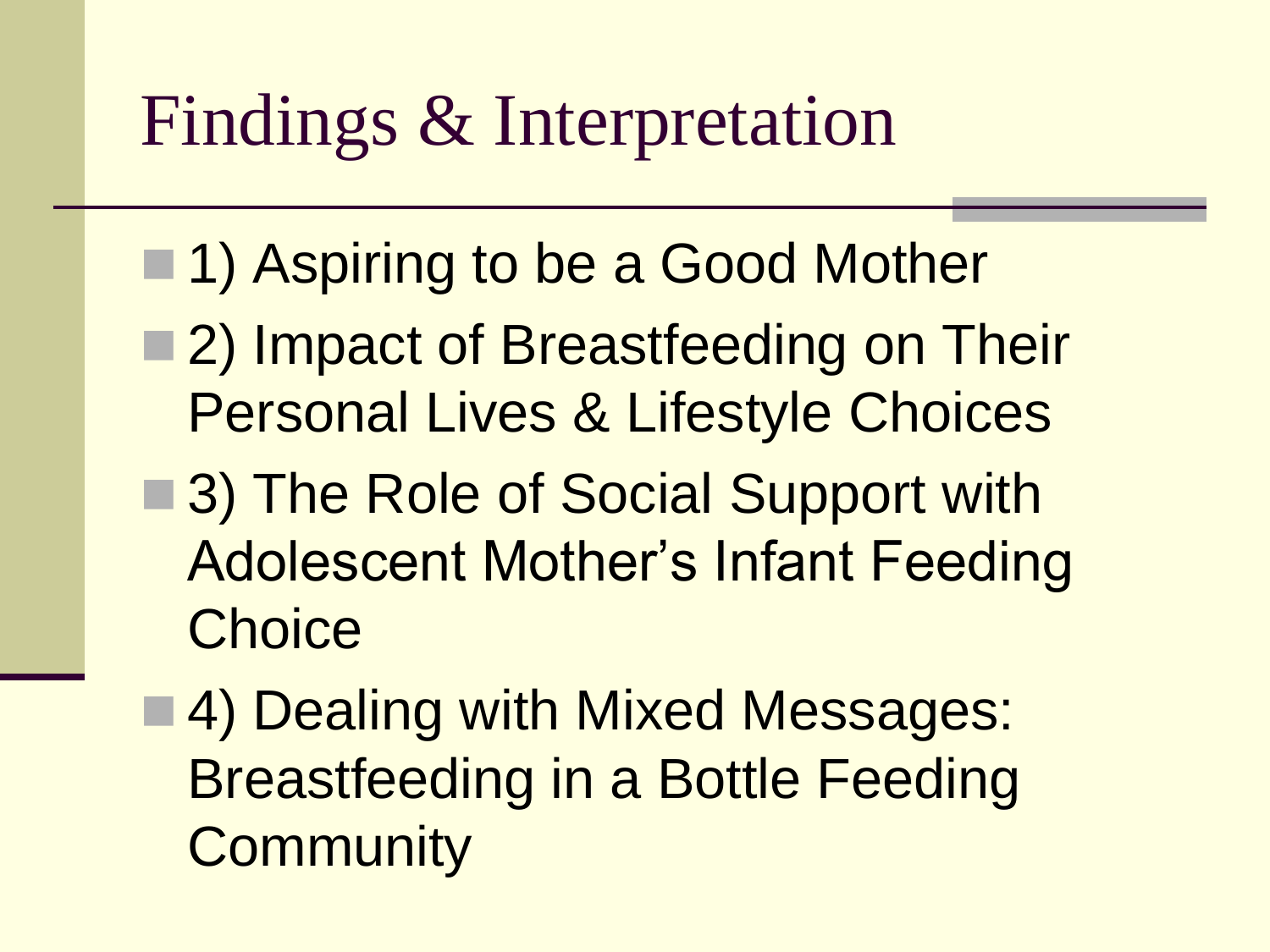# Findings & Interpretation

- 1) Aspiring to be a Good Mother
- 2) Impact of Breastfeeding on Their Personal Lives & Lifestyle Choices
- 3) The Role of Social Support with Adolescent Mother's Infant Feeding Choice
- 4) Dealing with Mixed Messages: Breastfeeding in a Bottle Feeding Community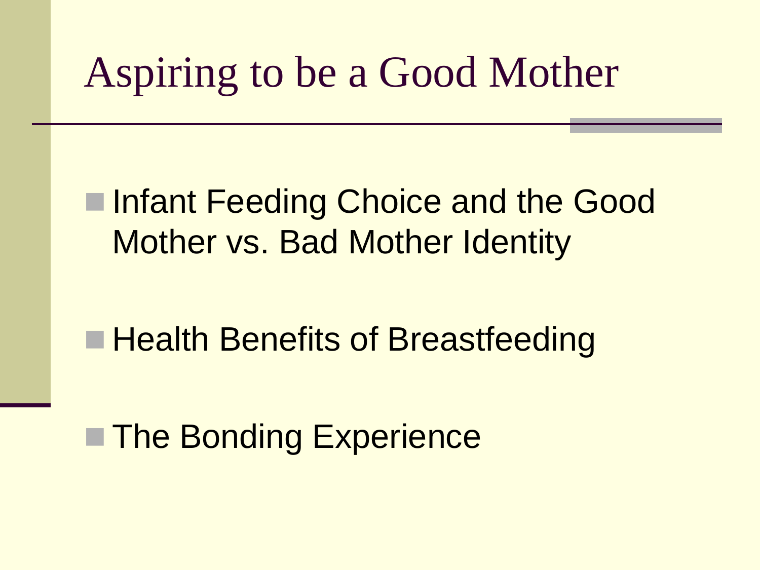# Aspiring to be a Good Mother

- Infant Feeding Choice and the Good Mother vs. Bad Mother Identity
- Health Benefits of Breastfeeding
- The Bonding Experience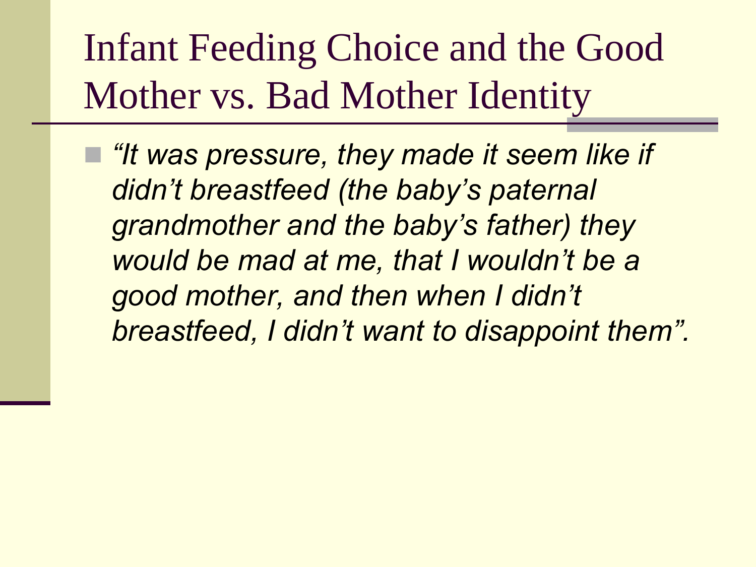# Infant Feeding Choice and the Good Mother vs. Bad Mother Identity

- *"It was pressure, they made it seem like if didn't breastfeed (the baby's paternal grandmother and the baby's father) they would be mad at me, that I wouldn't be a good mother, and then when I didn't breastfeed, I didn't want to disappoint them".*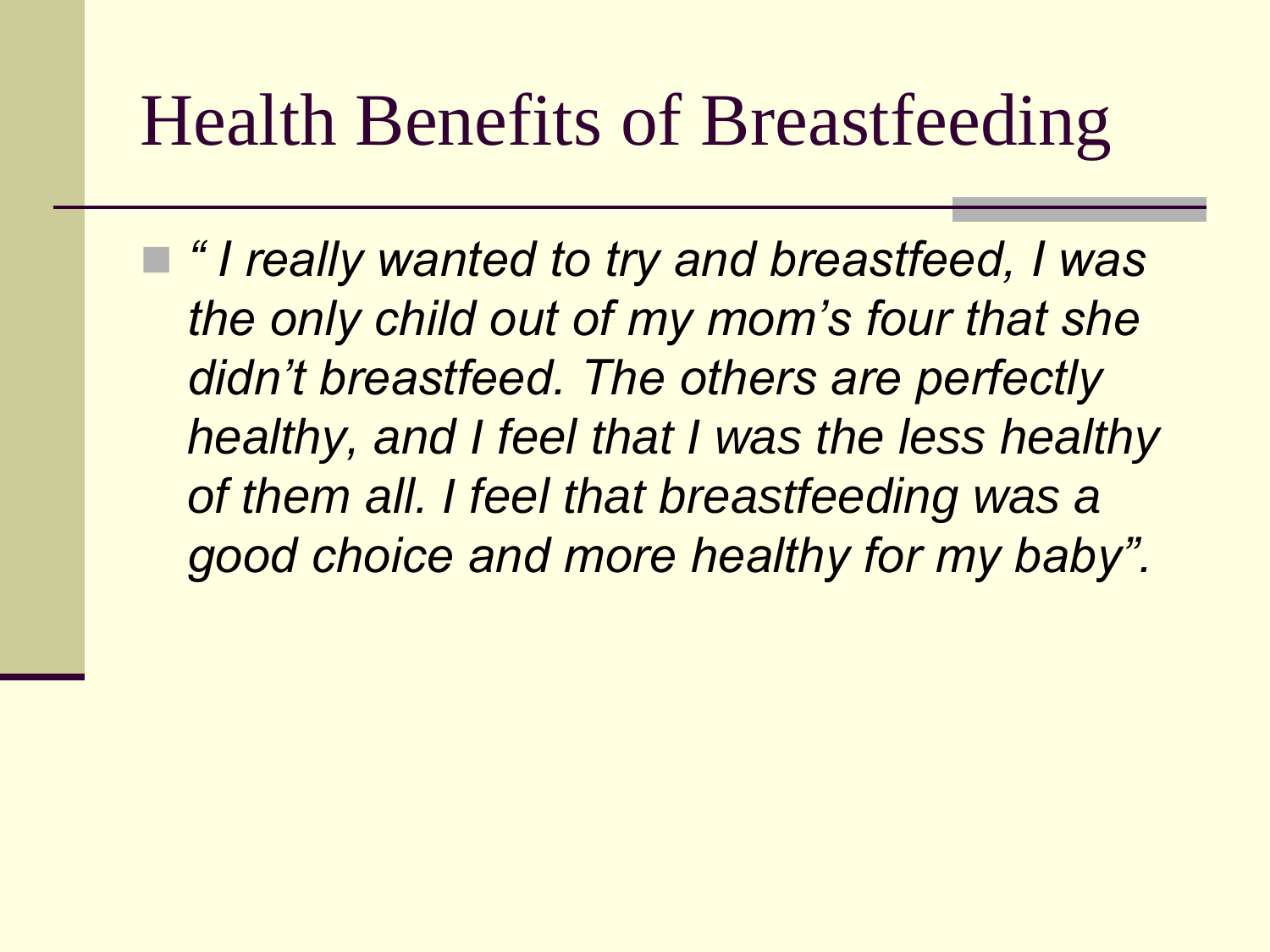# Health Benefits of Breastfeeding

- *" I really wanted to try and breastfeed, I was the only child out of my mom's four that she didn't breastfeed. The others are perfectly healthy, and I feel that I was the less healthy of them all. I feel that breastfeeding was a good choice and more healthy for my baby".*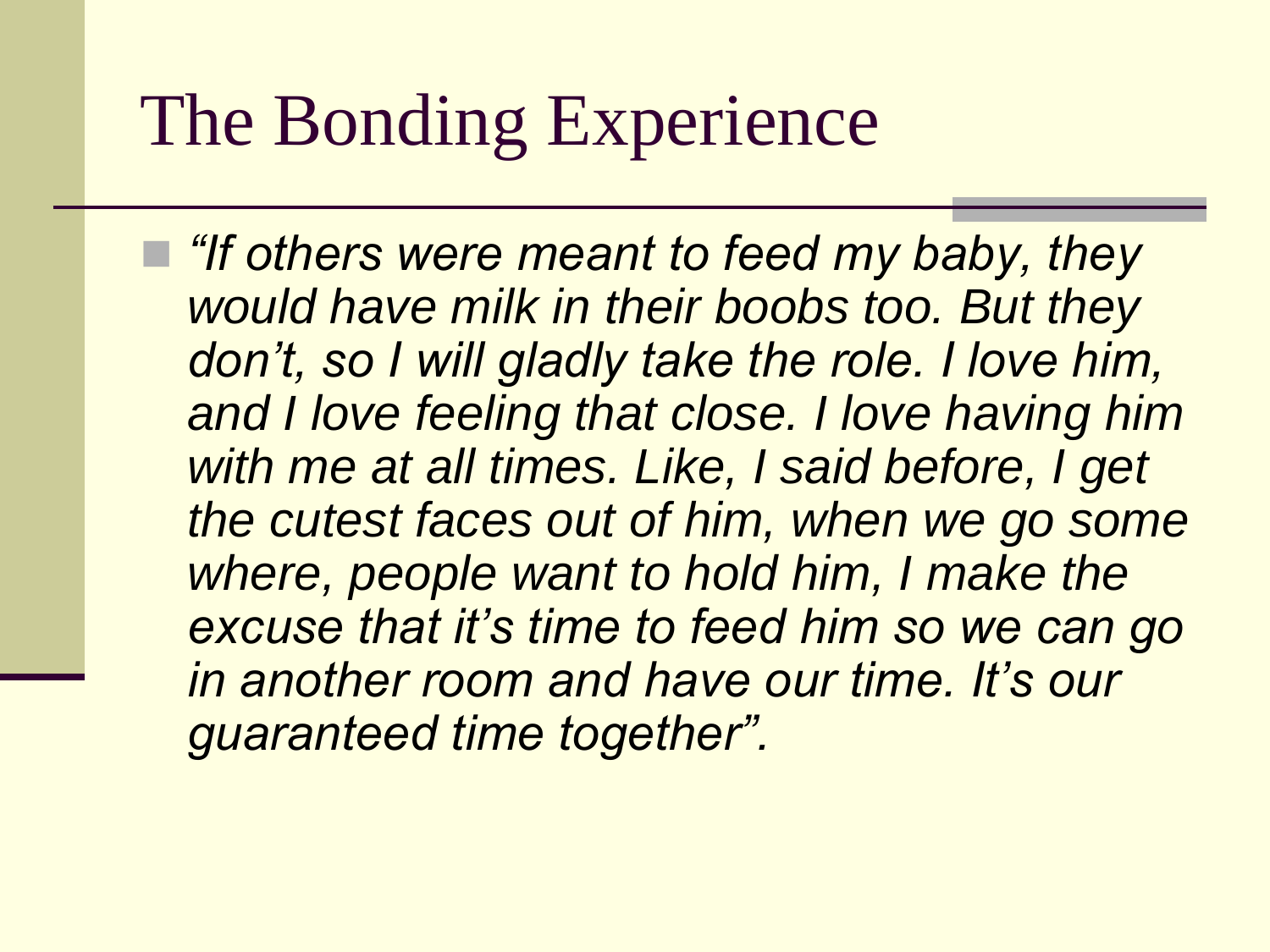# The Bonding Experience

- *"If others were meant to feed my baby, they would have milk in their boobs too. But they don't, so I will gladly take the role. I love him, and I love feeling that close. I love having him with me at all times. Like, I said before, I get the cutest faces out of him, when we go some where, people want to hold him, I make the excuse that it's time to feed him so we can go in another room and have our time. It's our guaranteed time together".*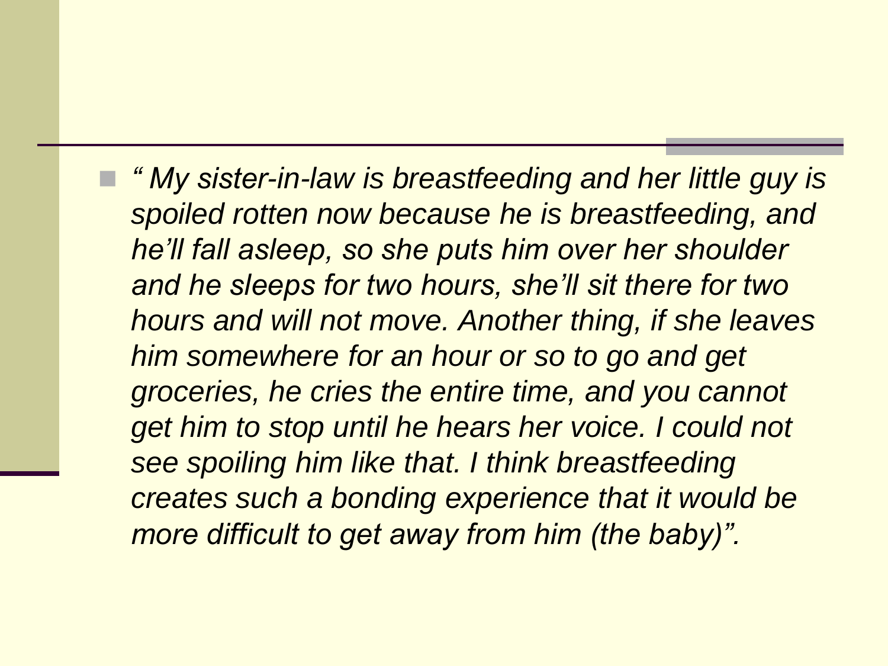- *" My sister-in-law is breastfeeding and her little guy is spoiled rotten now because he is breastfeeding, and he'll fall asleep, so she puts him over her shoulder and he sleeps for two hours, she'll sit there for two hours and will not move. Another thing, if she leaves him somewhere for an hour or so to go and get groceries, he cries the entire time, and you cannot get him to stop until he hears her voice. I could not see spoiling him like that. I think breastfeeding creates such a bonding experience that it would be more difficult to get away from him (the baby)".*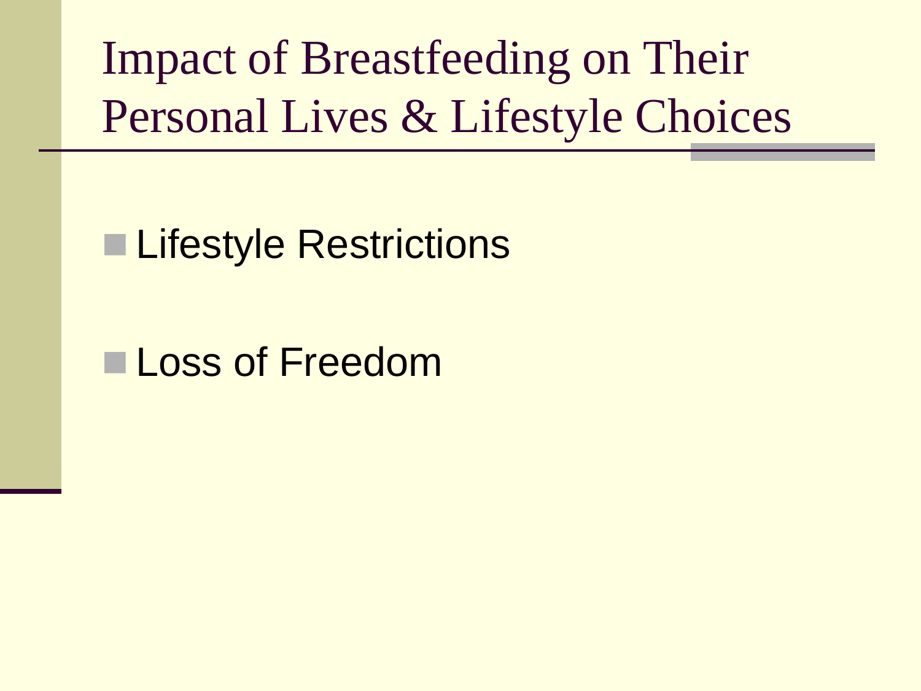# Impact of Breastfeeding on Their Personal Lives & Lifestyle Choices

- Lifestyle Restrictions
- Loss of Freedom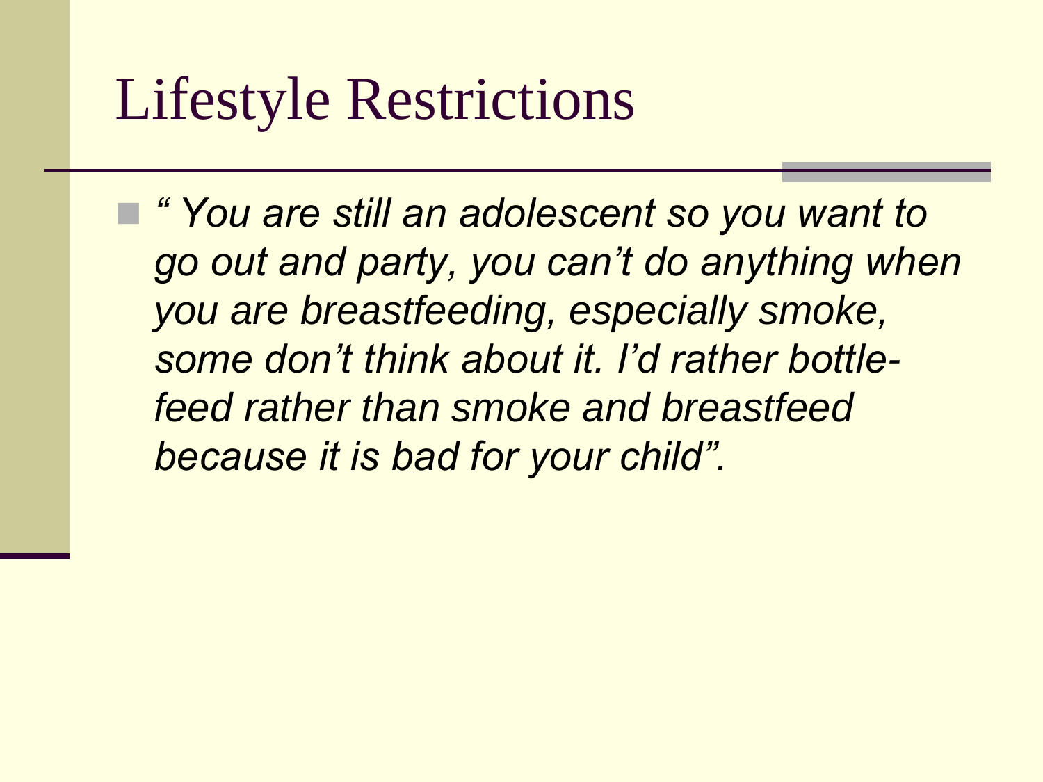# Lifestyle Restrictions

- *" You are still an adolescent so you want to go out and party, you can't do anything when you are breastfeeding, especially smoke, some don't think about it. I'd rather bottle-feed rather than smoke and breastfeed because it is bad for your child".*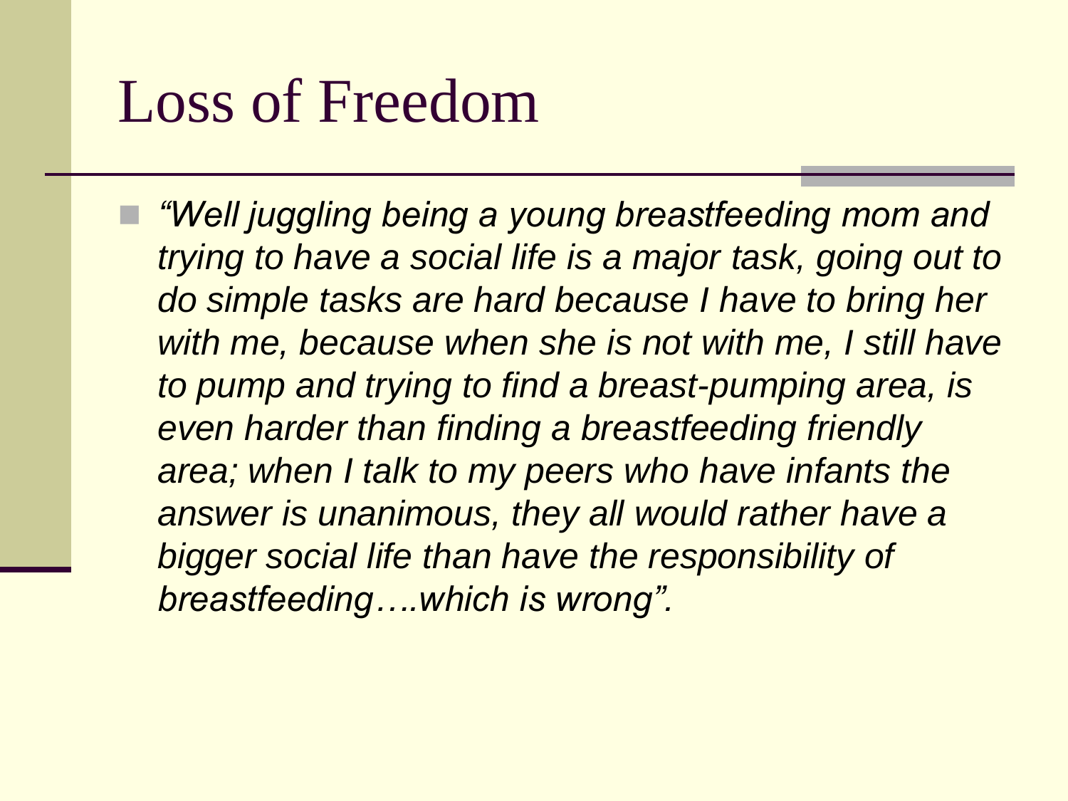# Loss of Freedom

- *"Well juggling being a young breastfeeding mom and trying to have a social life is a major task, going out to do simple tasks are hard because I have to bring her with me, because when she is not with me, I still have to pump and trying to find a breast-pumping area, is even harder than finding a breastfeeding friendly area; when I talk to my peers who have infants the answer is unanimous, they all would rather have a bigger social life than have the responsibility of breastfeeding….which is wrong".*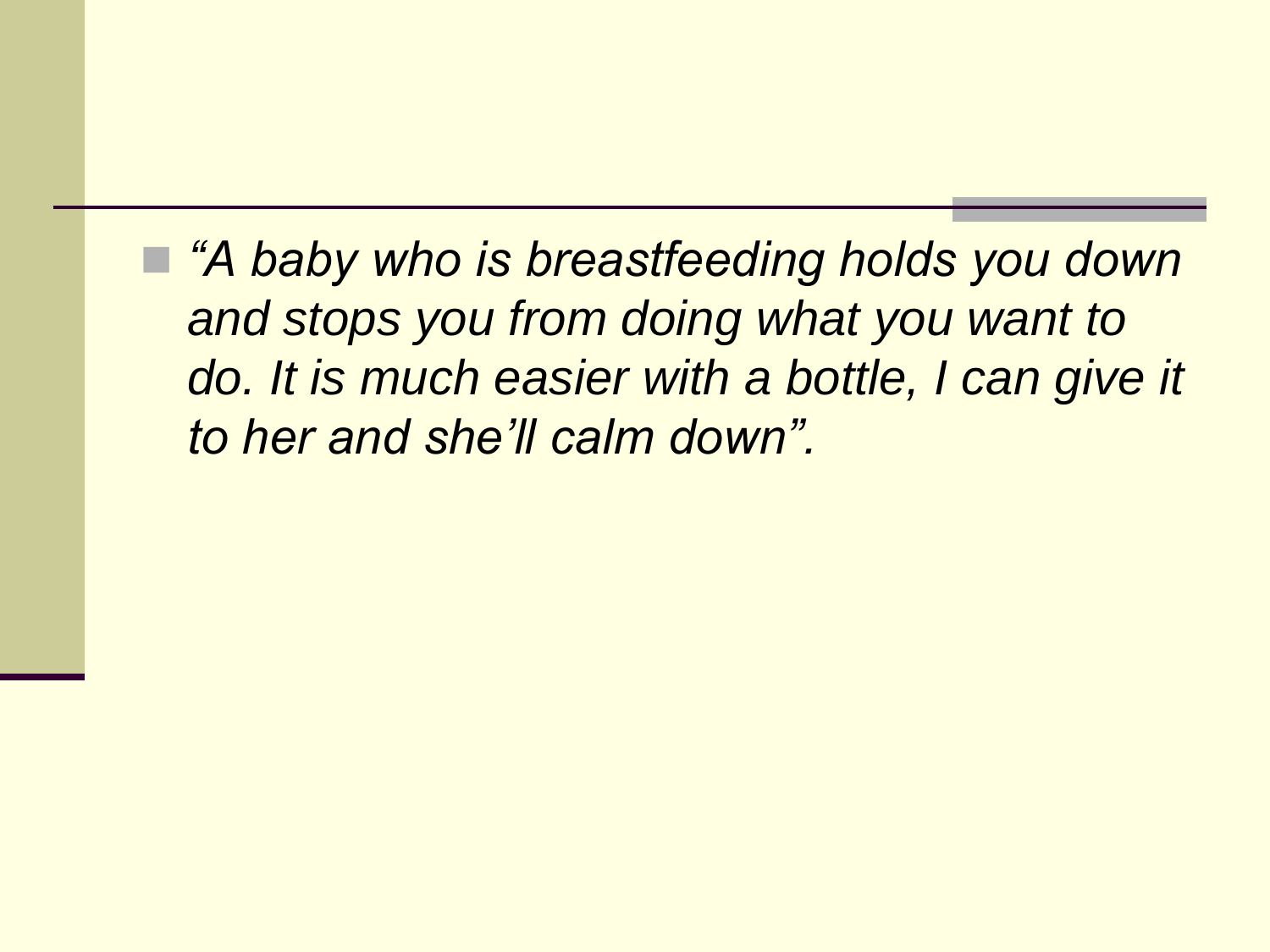- *“A baby who is breastfeeding holds you down and stops you from doing what you want to do. It is much easier with a bottle, I can give it to her and she’ll calm down”.*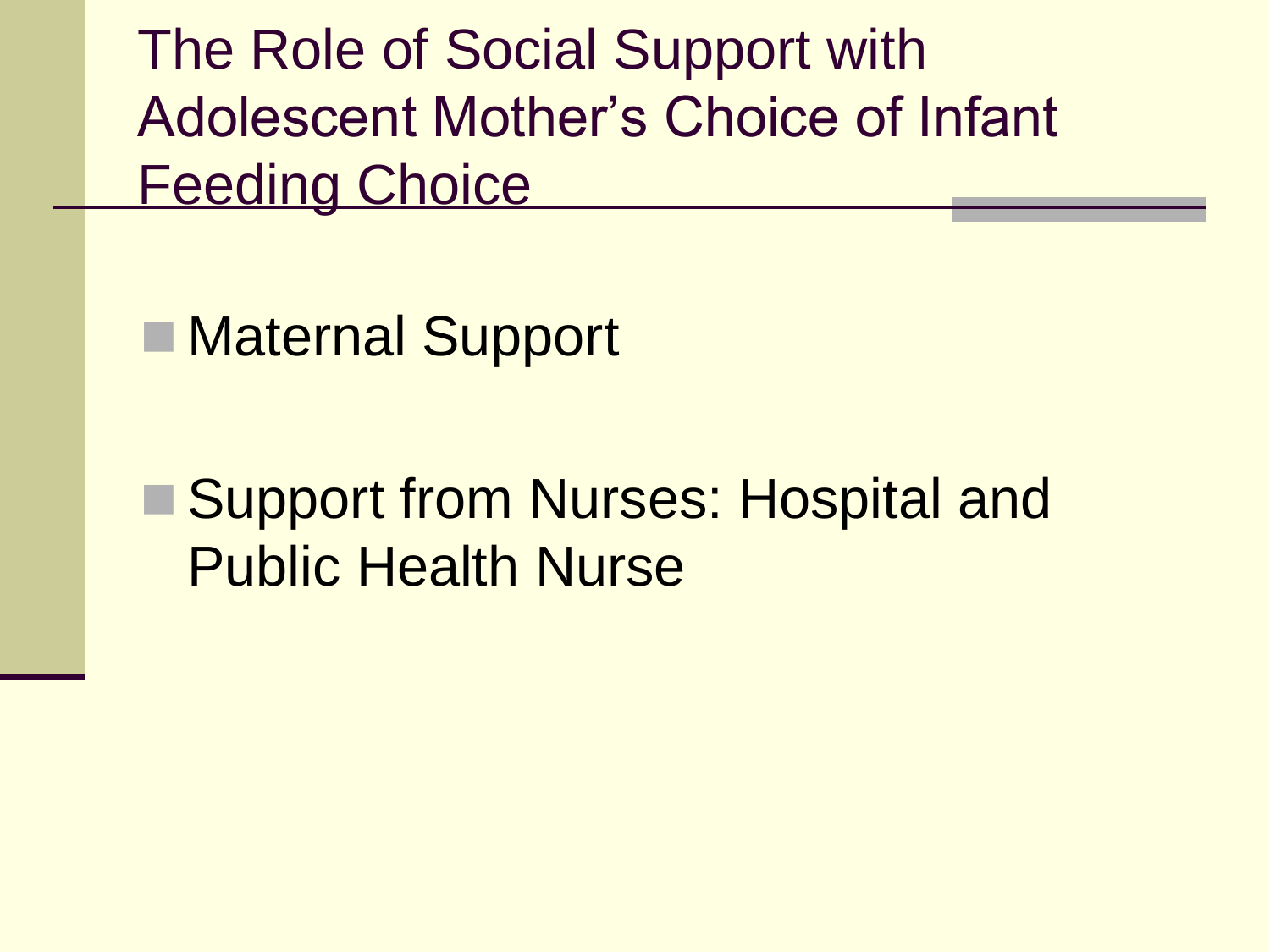# The Role of Social Support with Adolescent Mother's Choice of Infant Feeding Choice

- Maternal Support
- Support from Nurses: Hospital and Public Health Nurse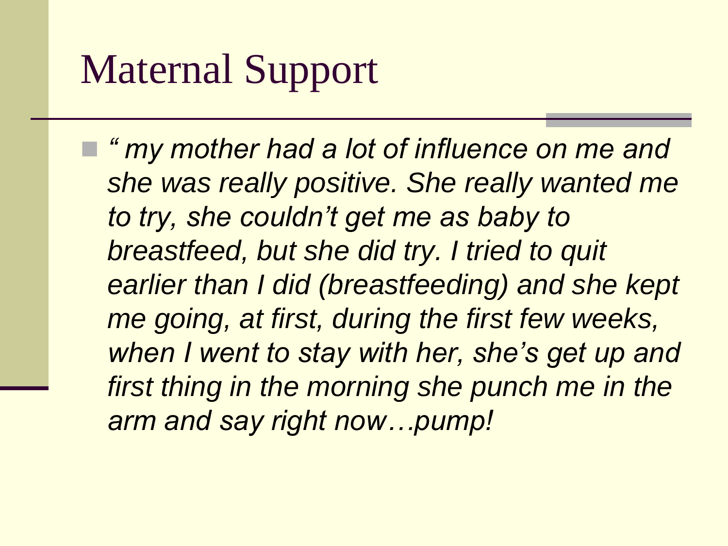# Maternal Support

- *" my mother had a lot of influence on me and she was really positive. She really wanted me to try, she couldn't get me as baby to breastfeed, but she did try. I tried to quit earlier than I did (breastfeeding) and she kept me going, at first, during the first few weeks, when I went to stay with her, she's get up and first thing in the morning she punch me in the arm and say right now…pump!*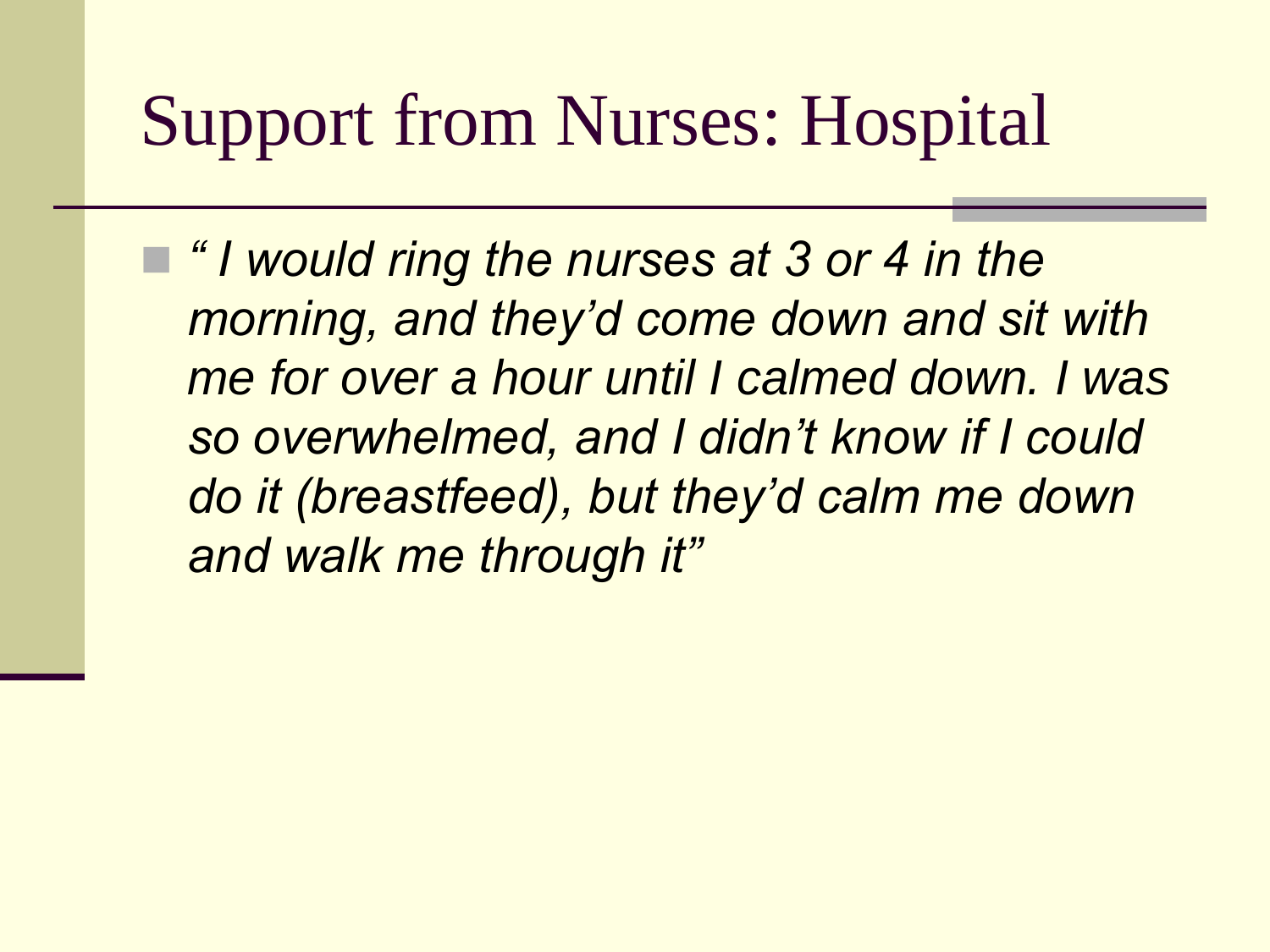# Support from Nurses: Hospital

- *" I would ring the nurses at 3 or 4 in the morning, and they'd come down and sit with me for over a hour until I calmed down. I was so overwhelmed, and I didn't know if I could do it (breastfeed), but they'd calm me down and walk me through it"*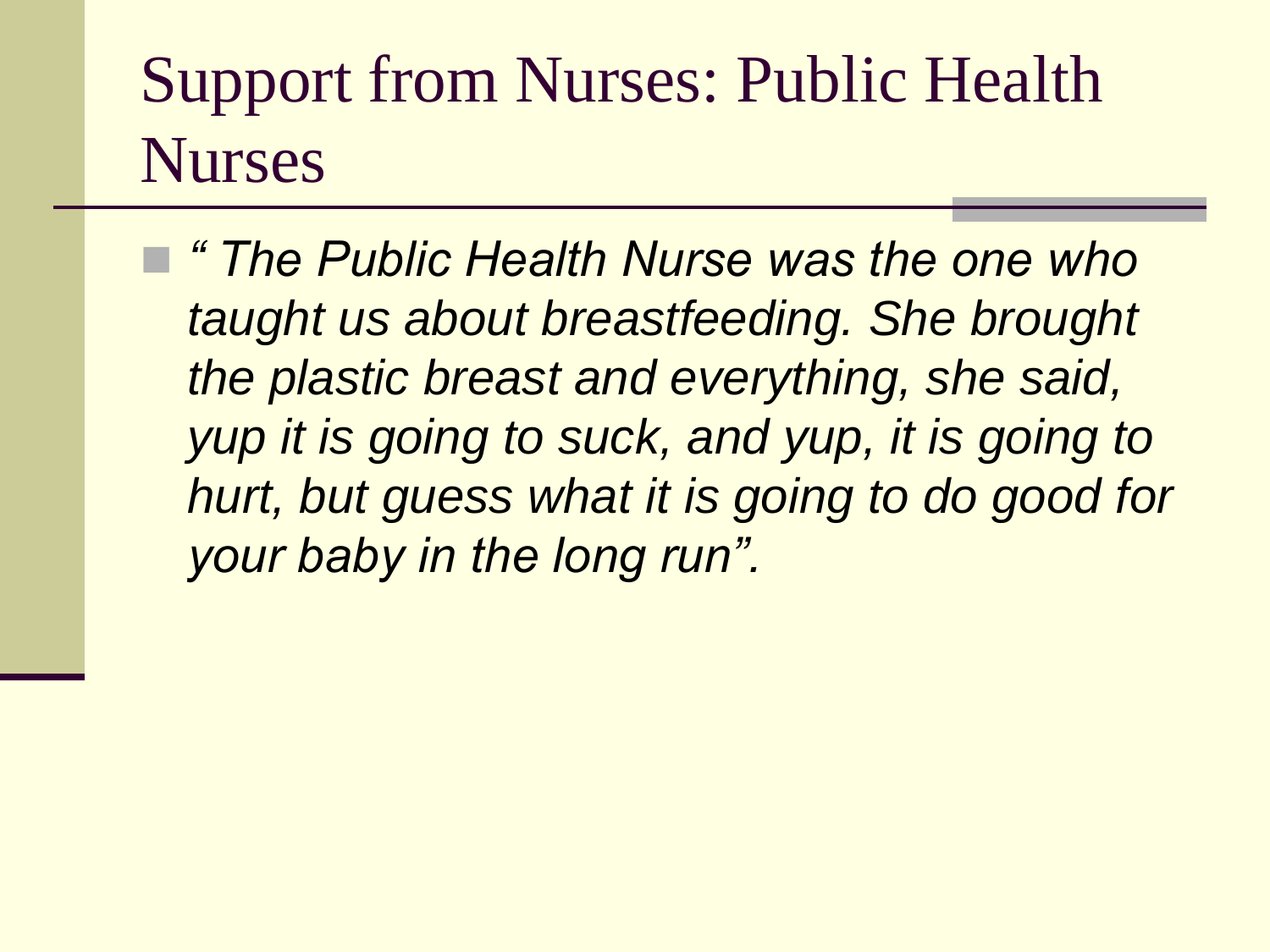# Support from Nurses: Public Health Nurses

- *" The Public Health Nurse was the one who taught us about breastfeeding. She brought the plastic breast and everything, she said, yup it is going to suck, and yup, it is going to hurt, but guess what it is going to do good for your baby in the long run".*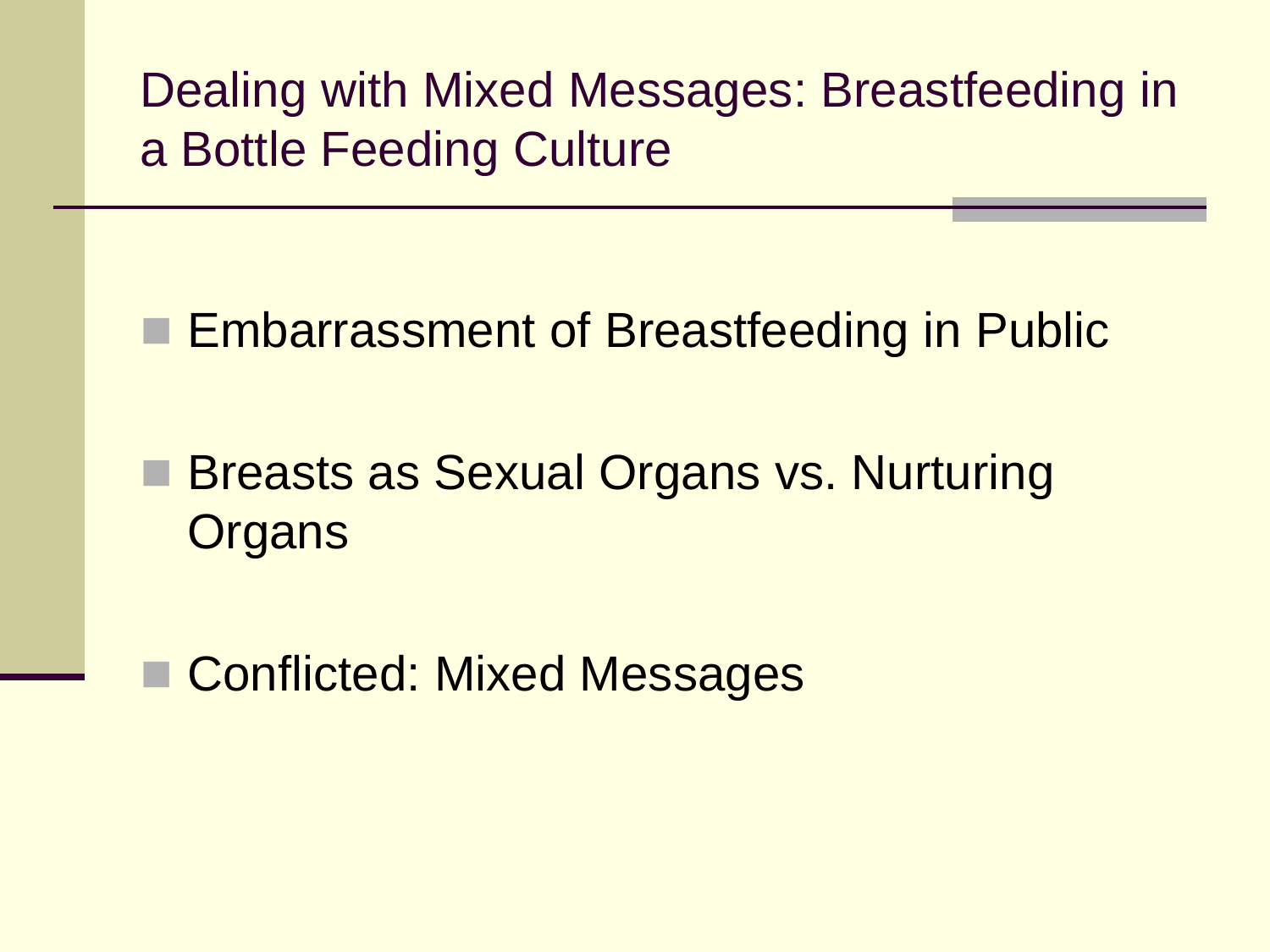## Dealing with Mixed Messages: Breastfeeding in a Bottle Feeding Culture

- Embarrassment of Breastfeeding in Public
- Breasts as Sexual Organs vs. Nurturing Organs
- Conflicted: Mixed Messages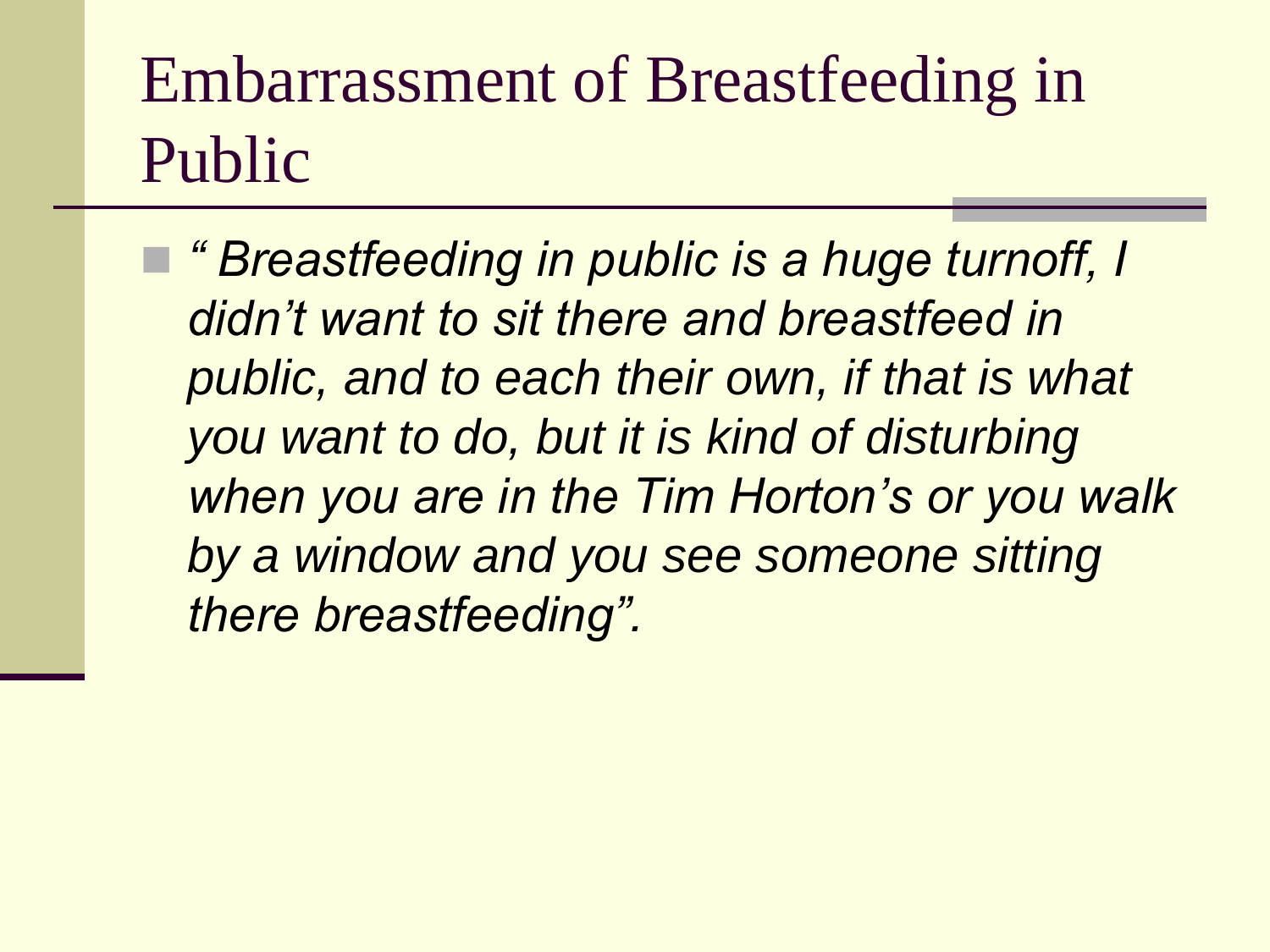# Embarrassment of Breastfeeding in Public

- *" Breastfeeding in public is a huge turnoff, I didn't want to sit there and breastfeed in public, and to each their own, if that is what you want to do, but it is kind of disturbing when you are in the Tim Horton's or you walk by a window and you see someone sitting there breastfeeding".*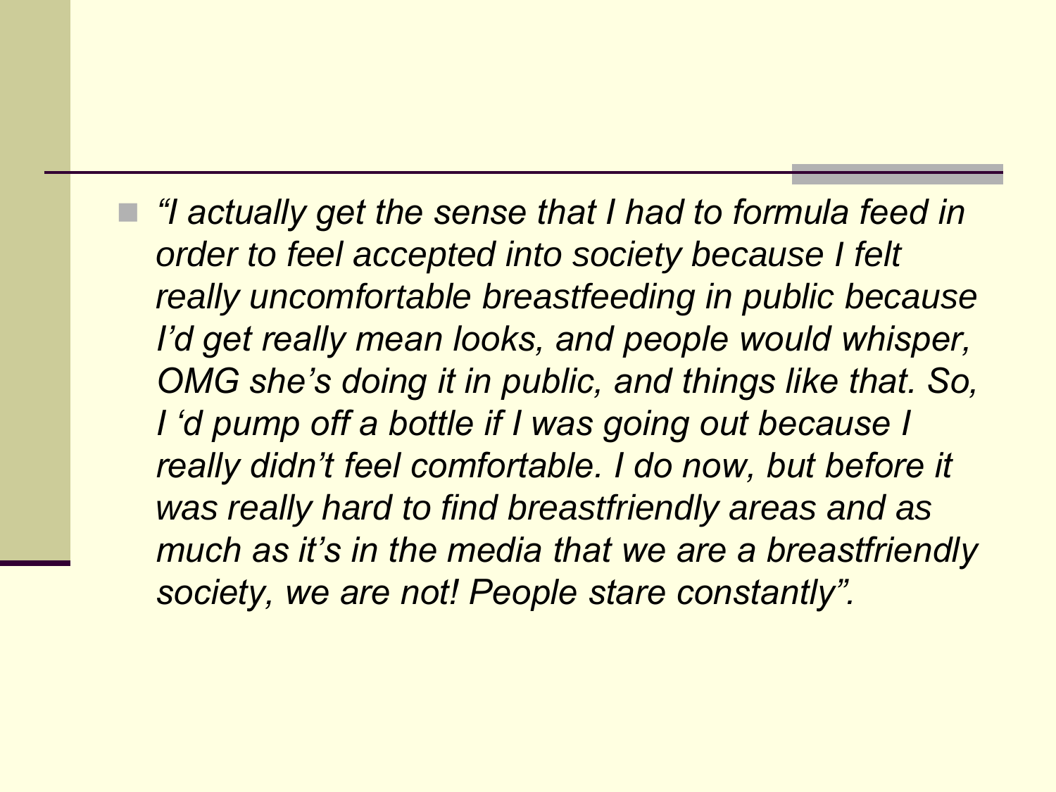- *"I actually get the sense that I had to formula feed in order to feel accepted into society because I felt really uncomfortable breastfeeding in public because I'd get really mean looks, and people would whisper, OMG she's doing it in public, and things like that. So, I 'd pump off a bottle if I was going out because I really didn't feel comfortable. I do now, but before it was really hard to find breastfriendly areas and as much as it's in the media that we are a breastfriendly society, we are not! People stare constantly".*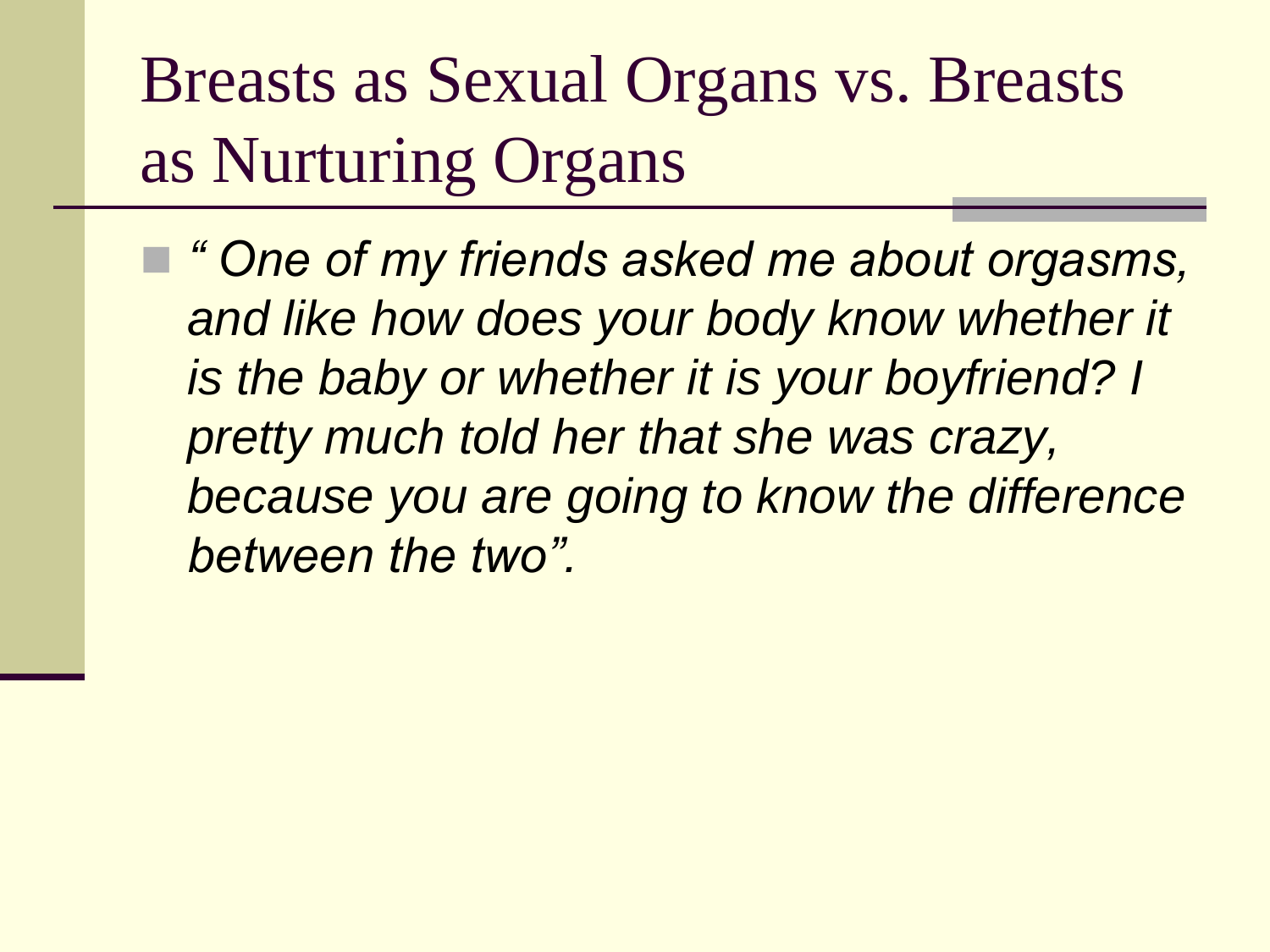# Breasts as Sexual Organs vs. Breasts as Nurturing Organs

- *" One of my friends asked me about orgasms, and like how does your body know whether it is the baby or whether it is your boyfriend? I pretty much told her that she was crazy, because you are going to know the difference between the two".*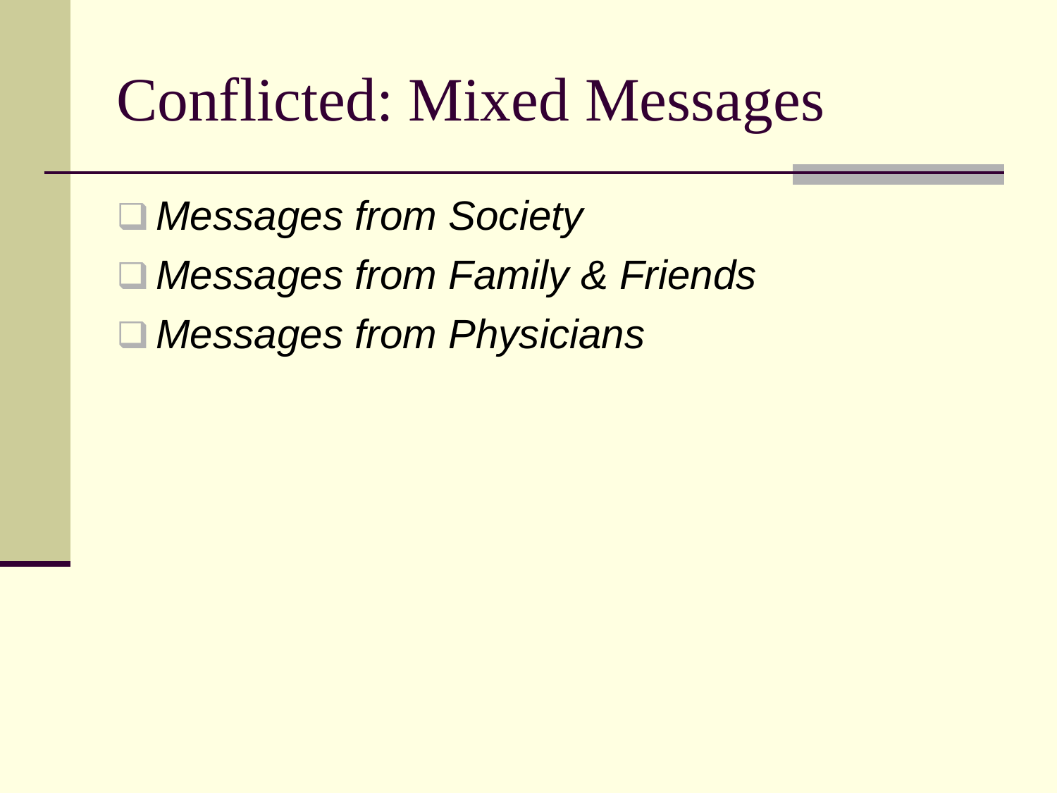# Conflicted: Mixed Messages

- *Messages from Society*
- *Messages from Family & Friends*
- *Messages from Physicians*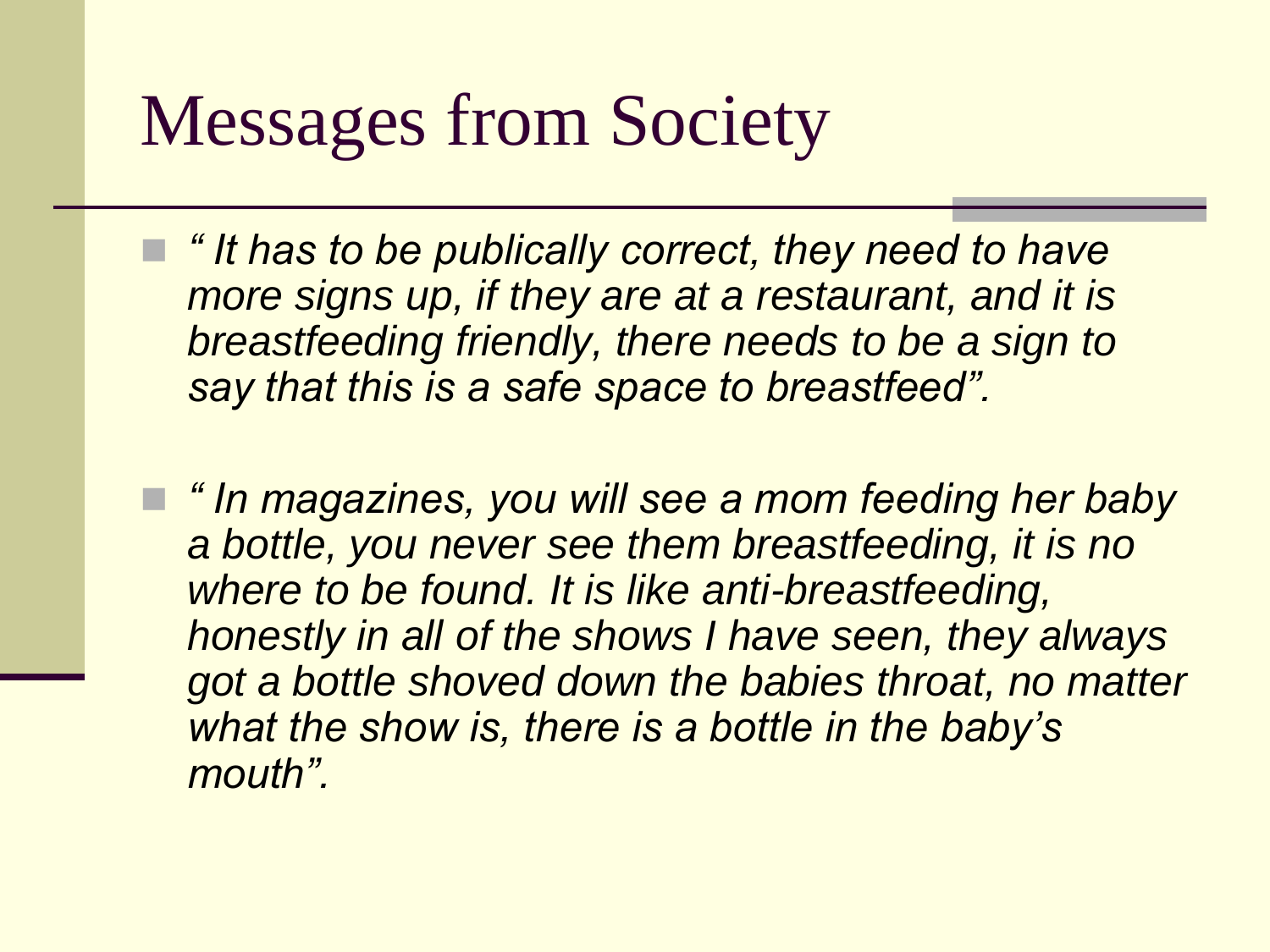# Messages from Society

- *" It has to be publically correct, they need to have more signs up, if they are at a restaurant, and it is breastfeeding friendly, there needs to be a sign to say that this is a safe space to breastfeed".*

- *" In magazines, you will see a mom feeding her baby a bottle, you never see them breastfeeding, it is no where to be found. It is like anti-breastfeeding, honestly in all of the shows I have seen, they always got a bottle shoved down the babies throat, no matter what the show is, there is a bottle in the baby's mouth".*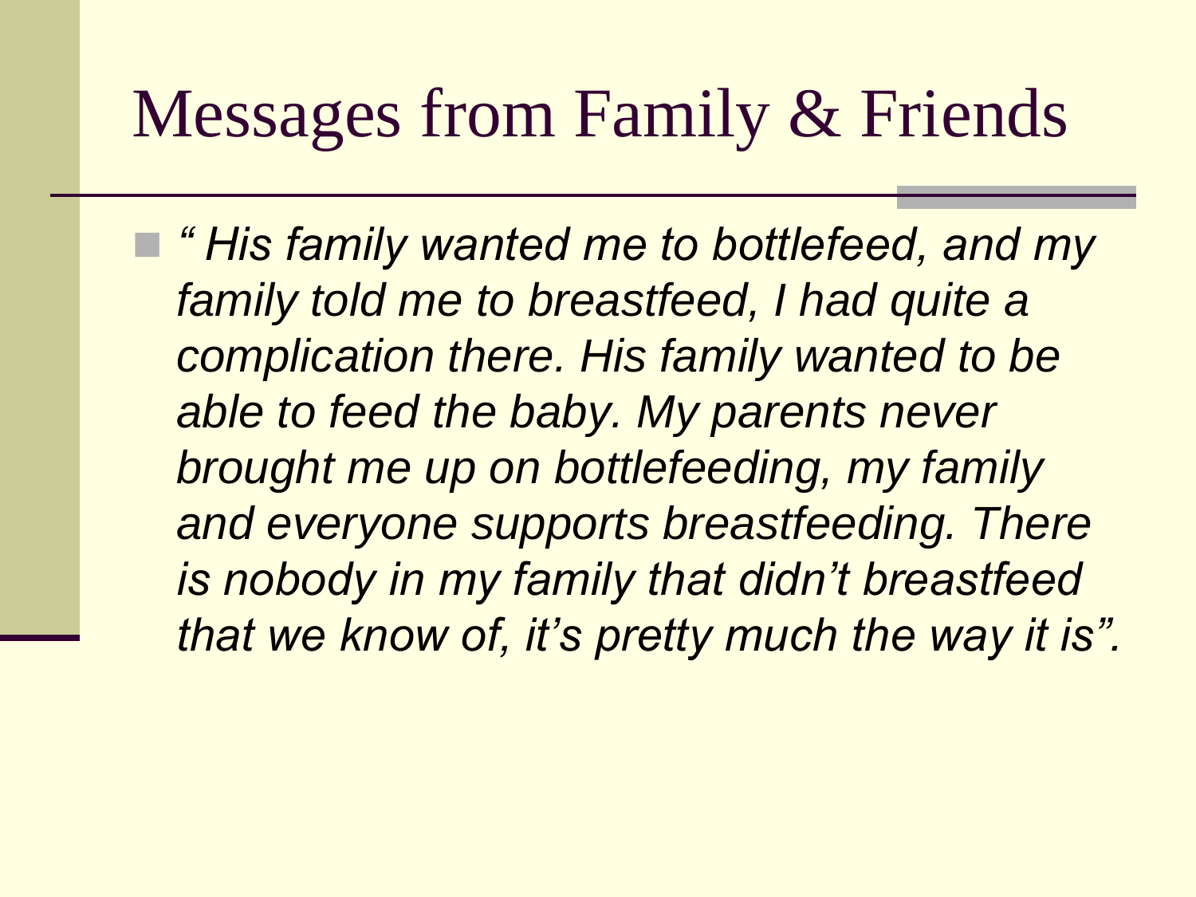# Messages from Family & Friends

- *" His family wanted me to bottlefeed, and my family told me to breastfeed, I had quite a complication there. His family wanted to be able to feed the baby. My parents never brought me up on bottlefeeding, my family and everyone supports breastfeeding. There is nobody in my family that didn't breastfeed that we know of, it's pretty much the way it is".*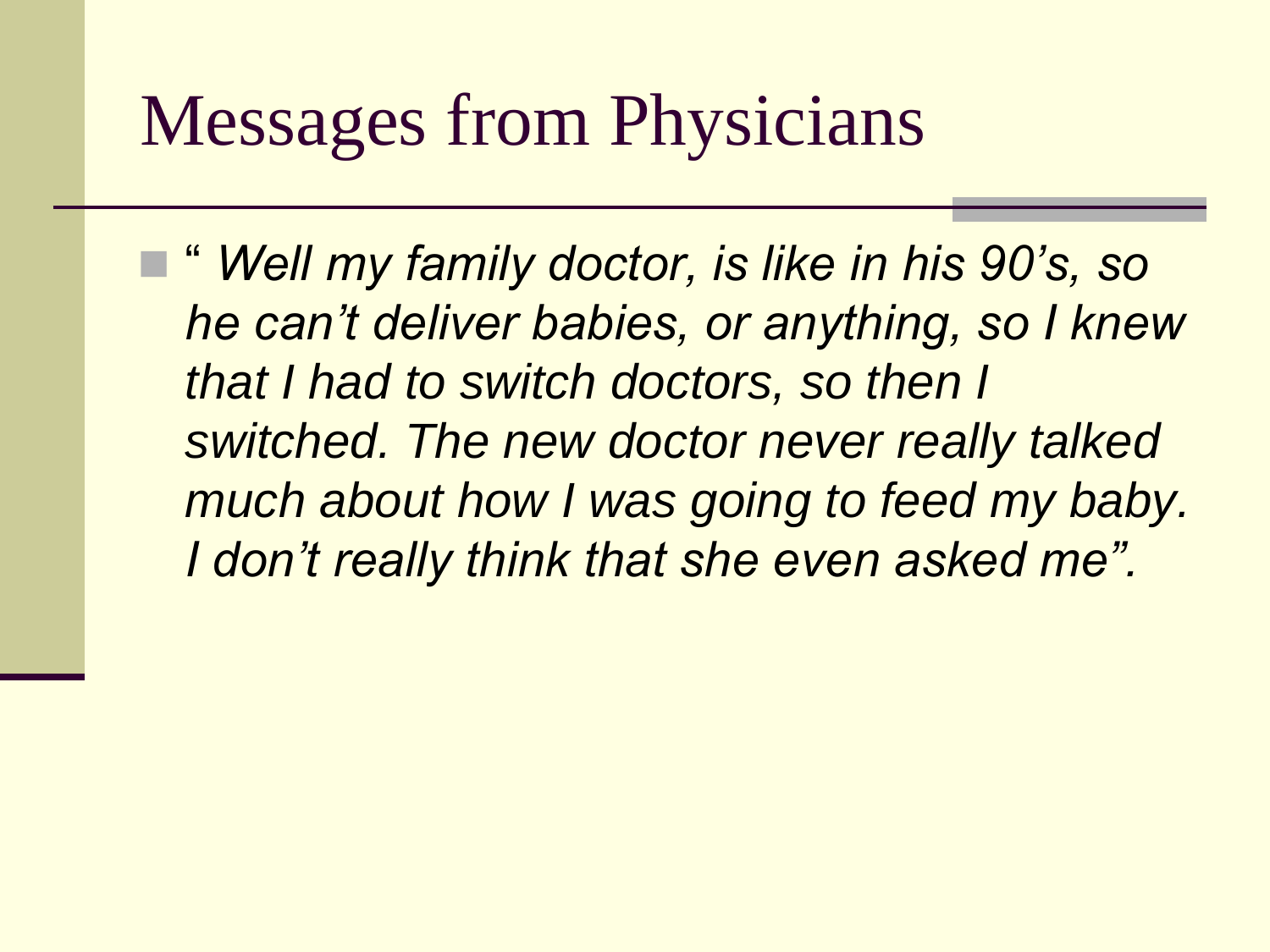# Messages from Physicians

- " *Well my family doctor, is like in his 90's, so he can't deliver babies, or anything, so I knew that I had to switch doctors, so then I switched. The new doctor never really talked much about how I was going to feed my baby. I don't really think that she even asked me".*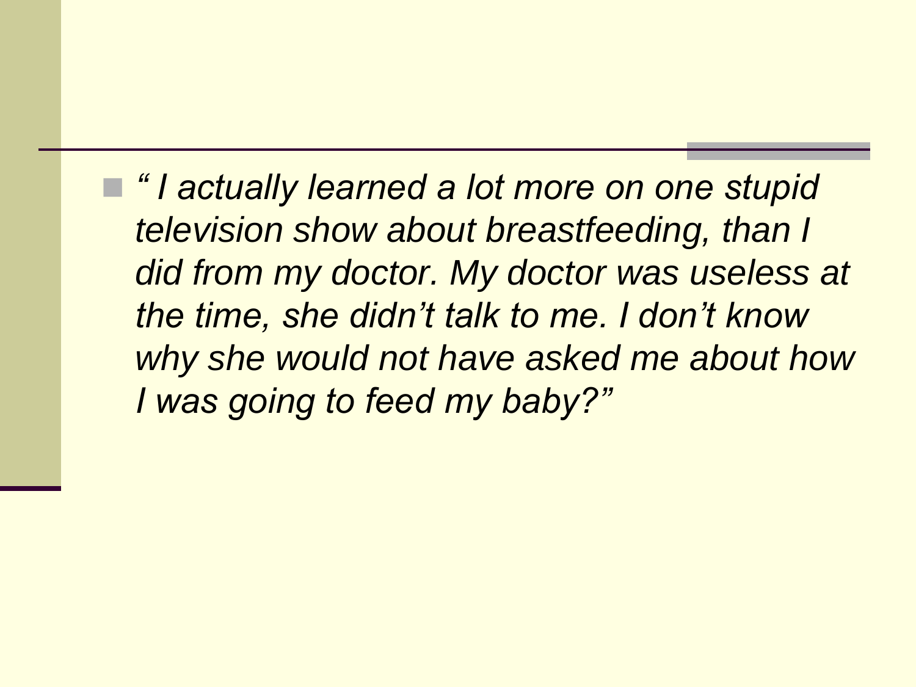- *“ I actually learned a lot more on one stupid television show about breastfeeding, than I did from my doctor. My doctor was useless at the time, she didn’t talk to me. I don’t know why she would not have asked me about how I was going to feed my baby?”*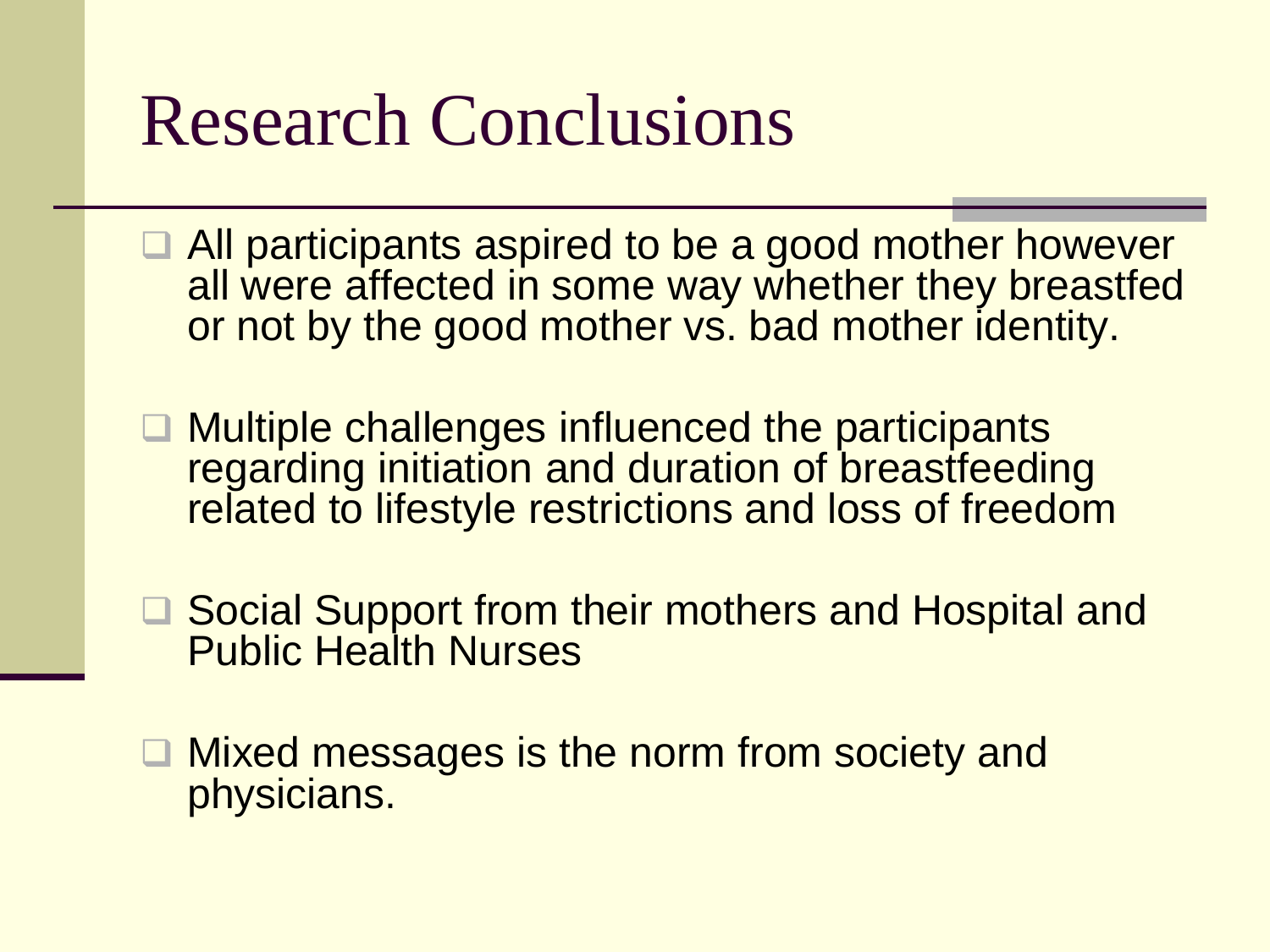# Research Conclusions

- All participants aspired to be a good mother however all were affected in some way whether they breastfed or not by the good mother vs. bad mother identity.
- Multiple challenges influenced the participants regarding initiation and duration of breastfeeding related to lifestyle restrictions and loss of freedom
- Social Support from their mothers and Hospital and Public Health Nurses
- Mixed messages is the norm from society and physicians.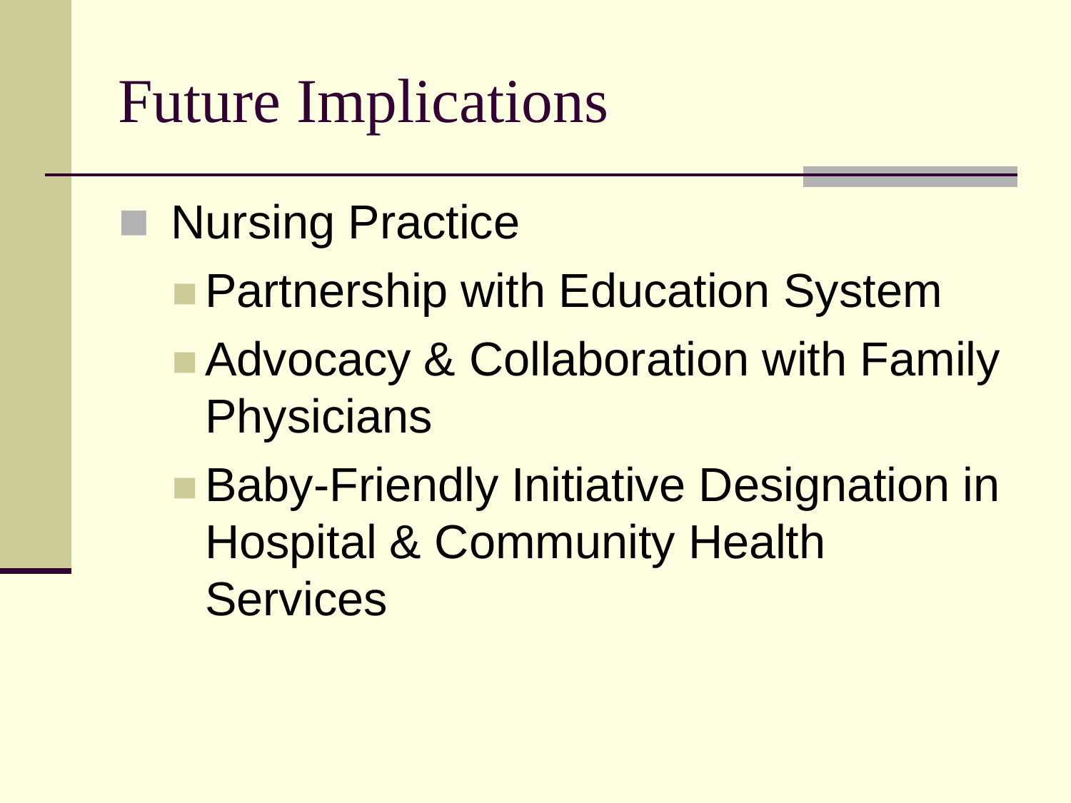# Future Implications

- Nursing Practice
  - Partnership with Education System
  - Advocacy & Collaboration with Family Physicians
  - Baby-Friendly Initiative Designation in Hospital & Community Health Services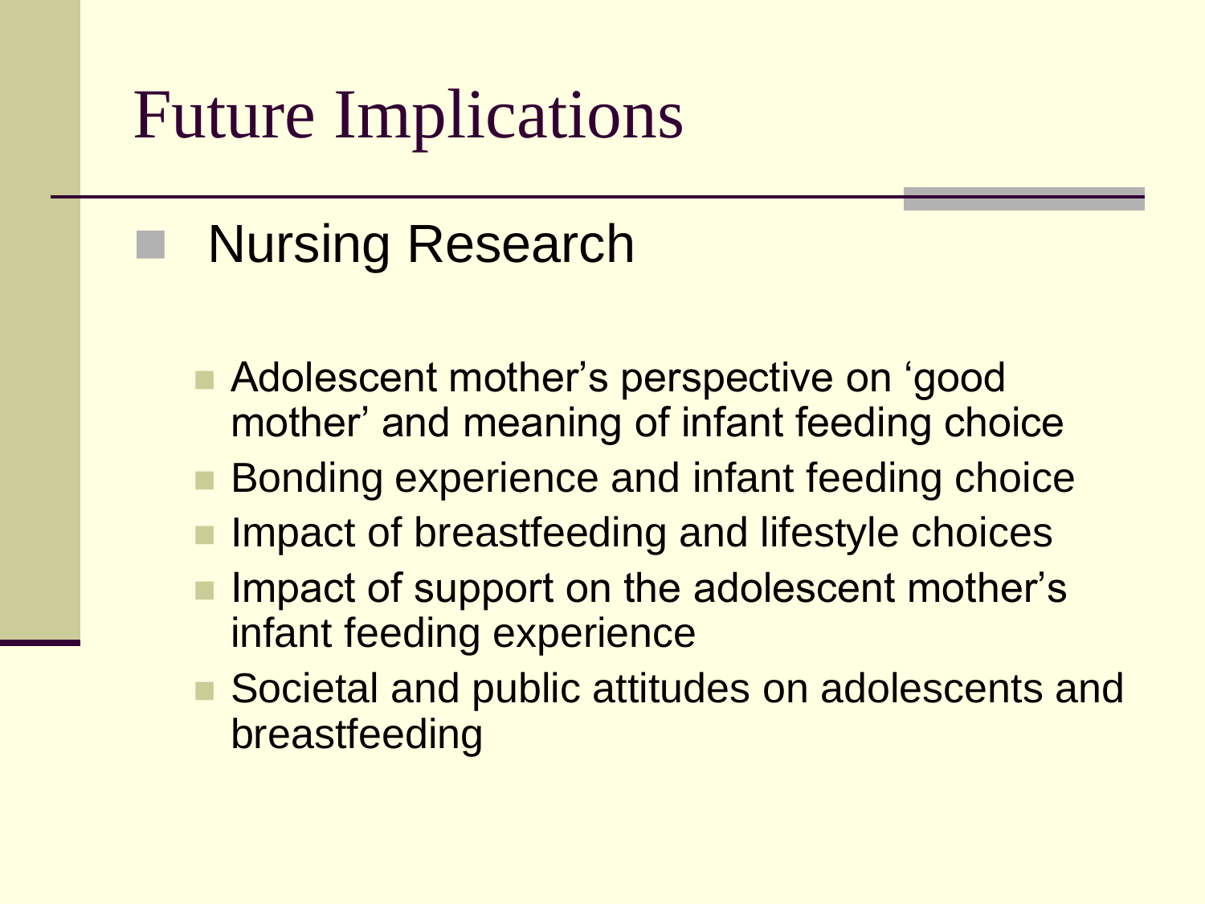# Future Implications

- Nursing Research
  - Adolescent mother's perspective on 'good mother' and meaning of infant feeding choice
  - Bonding experience and infant feeding choice
  - Impact of breastfeeding and lifestyle choices
  - Impact of support on the adolescent mother's infant feeding experience
  - Societal and public attitudes on adolescents and breastfeeding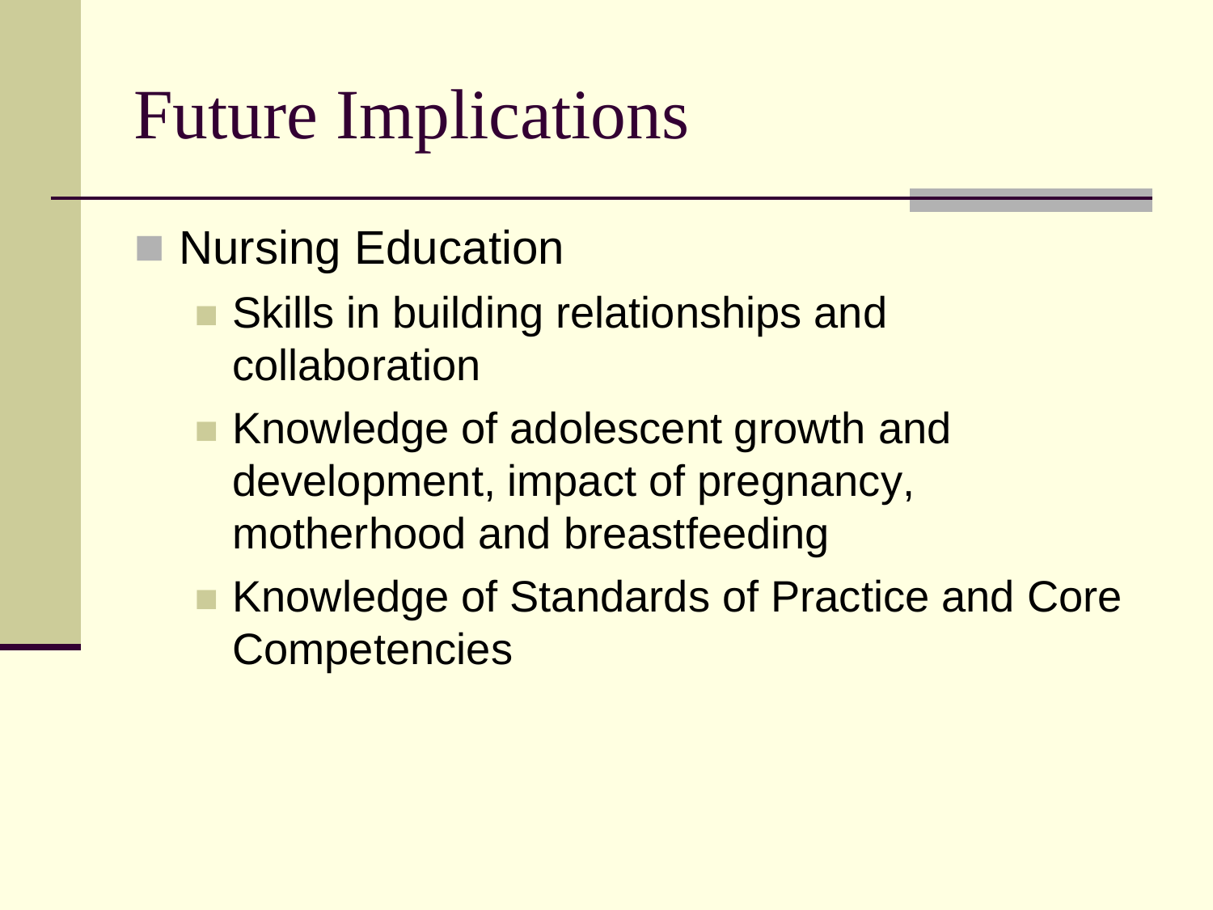# Future Implications

- Nursing Education
  - Skills in building relationships and collaboration
  - Knowledge of adolescent growth and development, impact of pregnancy, motherhood and breastfeeding
  - Knowledge of Standards of Practice and Core Competencies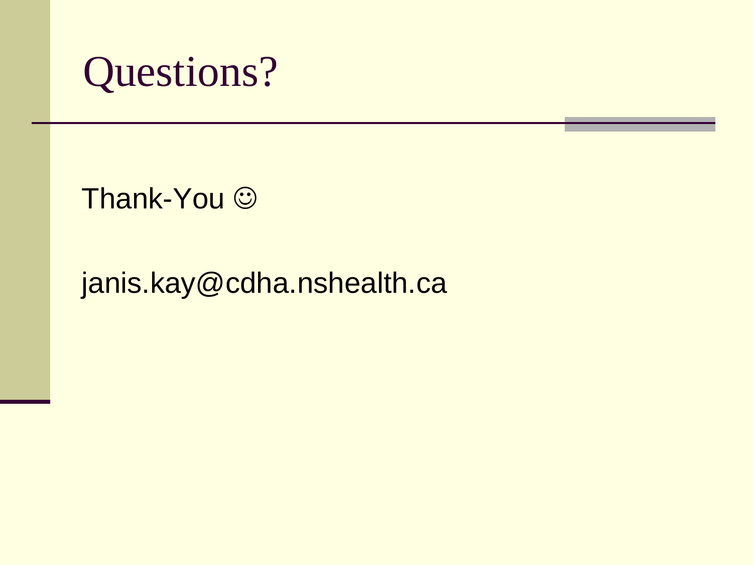# Questions?

Thank-You ☺

janis.kay@cdha.nshealth.ca